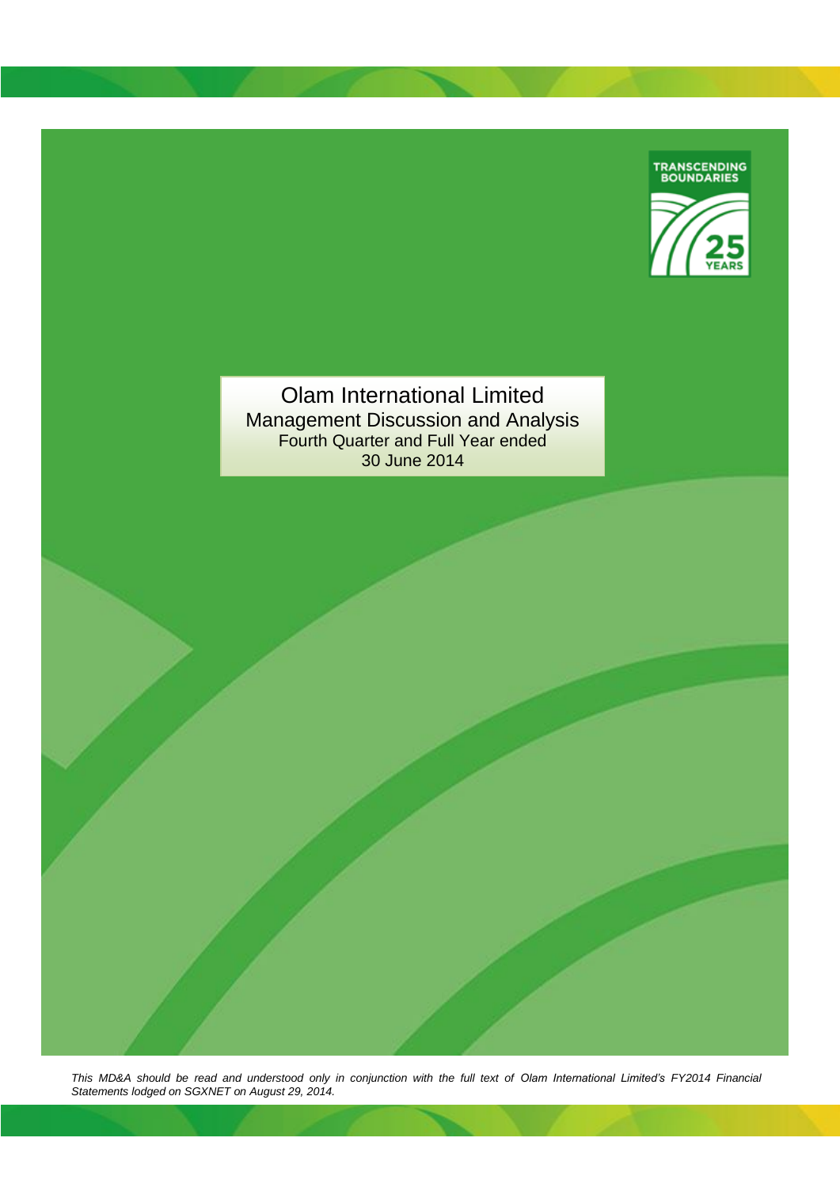TRANSCENDING BOUNDARIES

25 YEARS

# Olam International Limited

## Management Discussion and Analysis

### Fourth Quarter and Full Year ended 30 June 2014

*This MD&A should be read and understood only in conjunction with the full text of Olam International Limited's FY2014 Financial Statements lodged on SGXNET on August 29, 2014.*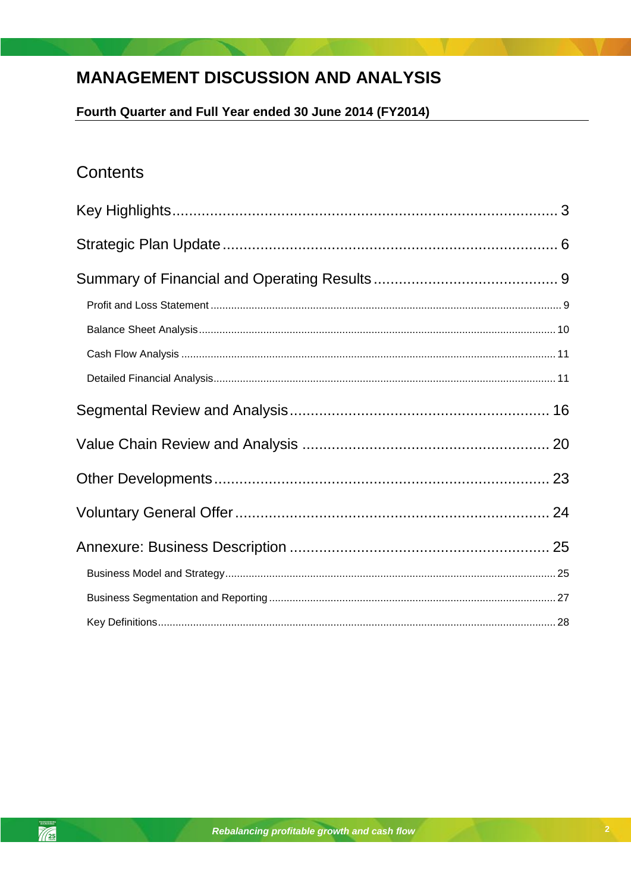# MANAGEMENT DISCUSSION AND ANALYSIS

**Fourth Quarter and Full Year ended 30 June 2014 (FY2014)**

## Contents

Key Highlights ........ 3

Strategic Plan Update ........ 6

Summary of Financial and Operating Results ........ 9

- Profit and Loss Statement ........ 9
- Balance Sheet Analysis ........ 10
- Cash Flow Analysis ........ 11
- Detailed Financial Analysis ........ 11

Segmental Review and Analysis ........ 16

Value Chain Review and Analysis ........ 20

Other Developments ........ 23

Voluntary General Offer ........ 24

Annexure: Business Description ........ 25

- Business Model and Strategy ........ 25
- Business Segmentation and Reporting ........ 27
- Key Definitions ........ 28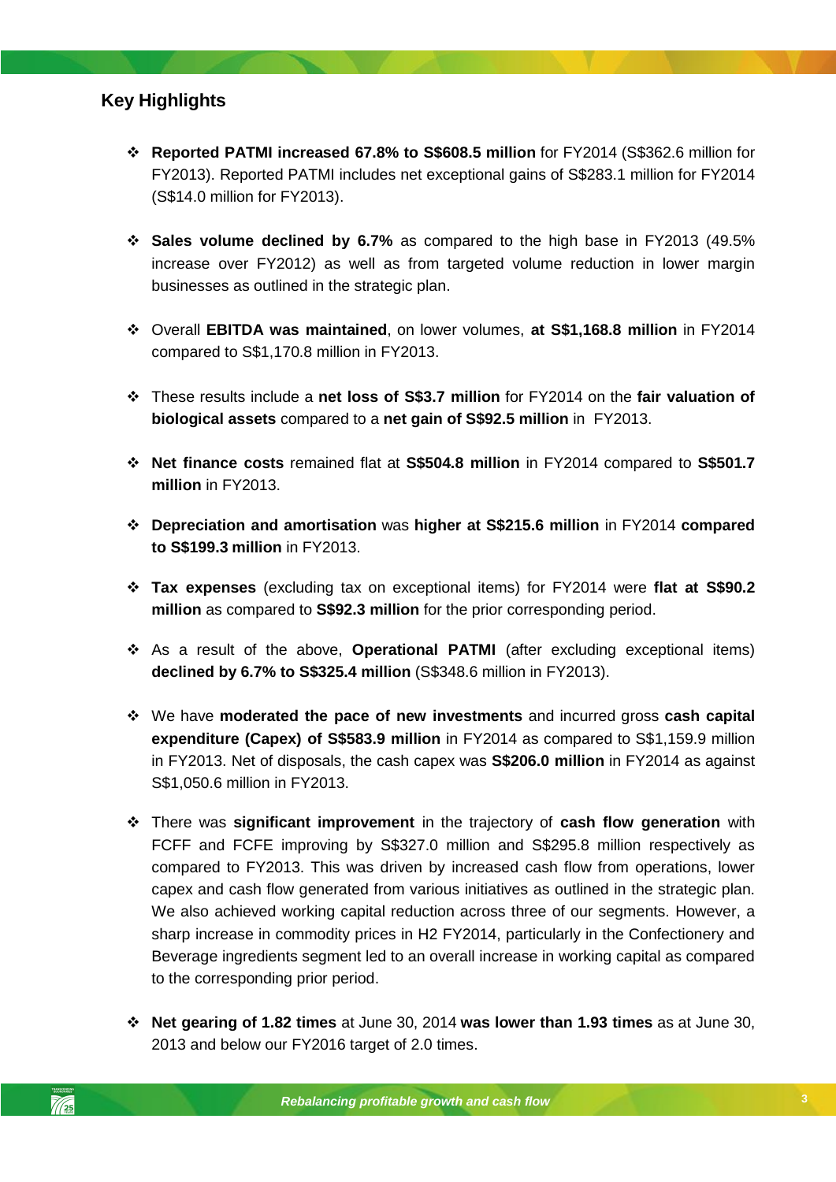## Key Highlights

- **Reported PATMI increased 67.8% to S$608.5 million** for FY2014 (S$362.6 million for FY2013). Reported PATMI includes net exceptional gains of S$283.1 million for FY2014 (S$14.0 million for FY2013).

- **Sales volume declined by 6.7%** as compared to the high base in FY2013 (49.5% increase over FY2012) as well as from targeted volume reduction in lower margin businesses as outlined in the strategic plan.

- Overall **EBITDA was maintained**, on lower volumes, **at S$1,168.8 million** in FY2014 compared to S$1,170.8 million in FY2013.

- These results include a **net loss of S$3.7 million** for FY2014 on the **fair valuation of biological assets** compared to a **net gain of S$92.5 million** in FY2013.

- **Net finance costs** remained flat at **S$504.8 million** in FY2014 compared to **S$501.7 million** in FY2013.

- **Depreciation and amortisation** was **higher at S$215.6 million** in FY2014 **compared to S$199.3 million** in FY2013.

- **Tax expenses** (excluding tax on exceptional items) for FY2014 were **flat at S$90.2 million** as compared to **S$92.3 million** for the prior corresponding period.

- As a result of the above, **Operational PATMI** (after excluding exceptional items) **declined by 6.7% to S$325.4 million** (S$348.6 million in FY2013).

- We have **moderated the pace of new investments** and incurred gross **cash capital expenditure (Capex) of S$583.9 million** in FY2014 as compared to S$1,159.9 million in FY2013. Net of disposals, the cash capex was **S$206.0 million** in FY2014 as against S$1,050.6 million in FY2013.

- There was **significant improvement** in the trajectory of **cash flow generation** with FCFF and FCFE improving by S$327.0 million and S$295.8 million respectively as compared to FY2013. This was driven by increased cash flow from operations, lower capex and cash flow generated from various initiatives as outlined in the strategic plan. We also achieved working capital reduction across three of our segments. However, a sharp increase in commodity prices in H2 FY2014, particularly in the Confectionery and Beverage ingredients segment led to an overall increase in working capital as compared to the corresponding prior period.

- **Net gearing of 1.82 times** at June 30, 2014 **was lower than 1.93 times** as at June 30, 2013 and below our FY2016 target of 2.0 times.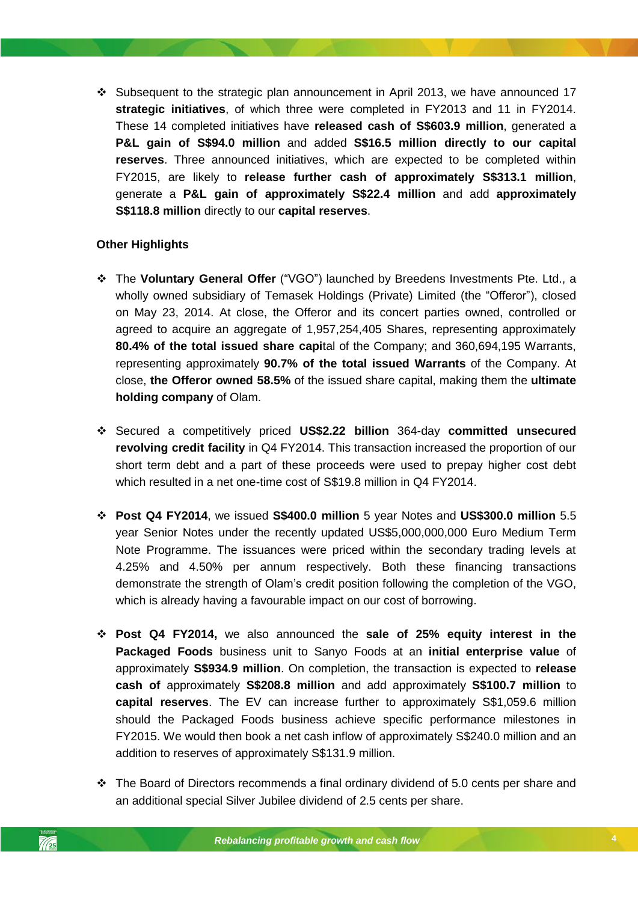- Subsequent to the strategic plan announcement in April 2013, we have announced 17 **strategic initiatives**, of which three were completed in FY2013 and 11 in FY2014. These 14 completed initiatives have **released cash of S$603.9 million**, generated a **P&L gain of S$94.0 million** and added **S$16.5 million directly to our capital reserves**. Three announced initiatives, which are expected to be completed within FY2015, are likely to **release further cash of approximately S$313.1 million**, generate a **P&L gain of approximately S$22.4 million** and add **approximately S$118.8 million** directly to our **capital reserves**.

**Other Highlights**

- The **Voluntary General Offer** ("VGO") launched by Breedens Investments Pte. Ltd., a wholly owned subsidiary of Temasek Holdings (Private) Limited (the "Offeror"), closed on May 23, 2014. At close, the Offeror and its concert parties owned, controlled or agreed to acquire an aggregate of 1,957,254,405 Shares, representing approximately **80.4% of the total issued share capi**tal of the Company; and 360,694,195 Warrants, representing approximately **90.7% of the total issued Warrants** of the Company. At close, **the Offeror owned 58.5%** of the issued share capital, making them the **ultimate holding company** of Olam.

- Secured a competitively priced **US$2.22 billion** 364-day **committed unsecured revolving credit facility** in Q4 FY2014. This transaction increased the proportion of our short term debt and a part of these proceeds were used to prepay higher cost debt which resulted in a net one-time cost of S$19.8 million in Q4 FY2014.

- **Post Q4 FY2014**, we issued **S$400.0 million** 5 year Notes and **US$300.0 million** 5.5 year Senior Notes under the recently updated US$5,000,000,000 Euro Medium Term Note Programme. The issuances were priced within the secondary trading levels at 4.25% and 4.50% per annum respectively. Both these financing transactions demonstrate the strength of Olam's credit position following the completion of the VGO, which is already having a favourable impact on our cost of borrowing.

- **Post Q4 FY2014,** we also announced the **sale of 25% equity interest in the Packaged Foods** business unit to Sanyo Foods at an **initial enterprise value** of approximately **S$934.9 million**. On completion, the transaction is expected to **release cash of** approximately **S$208.8 million** and add approximately **S$100.7 million** to **capital reserves**. The EV can increase further to approximately S$1,059.6 million should the Packaged Foods business achieve specific performance milestones in FY2015. We would then book a net cash inflow of approximately S$240.0 million and an addition to reserves of approximately S$131.9 million.

- The Board of Directors recommends a final ordinary dividend of 5.0 cents per share and an additional special Silver Jubilee dividend of 2.5 cents per share.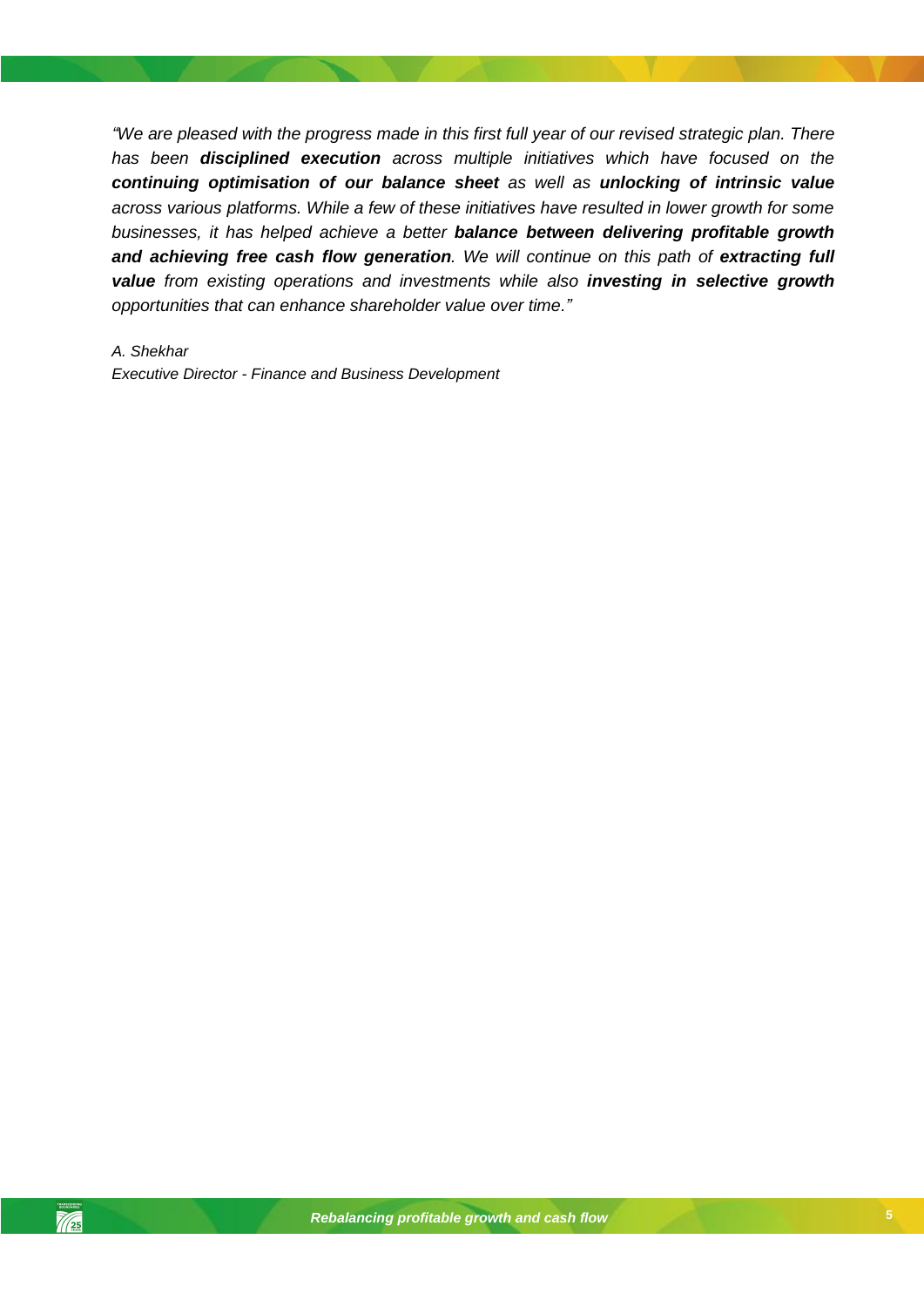*"We are pleased with the progress made in this first full year of our revised strategic plan. There has been* ***disciplined execution*** *across multiple initiatives which have focused on the* ***continuing optimisation of our balance sheet*** *as well as* ***unlocking of intrinsic value*** *across various platforms. While a few of these initiatives have resulted in lower growth for some businesses, it has helped achieve a better* ***balance between delivering profitable growth and achieving free cash flow generation****. We will continue on this path of* ***extracting full value*** *from existing operations and investments while also* ***investing in selective growth*** *opportunities that can enhance shareholder value over time."*

*A. Shekhar*
*Executive Director - Finance and Business Development*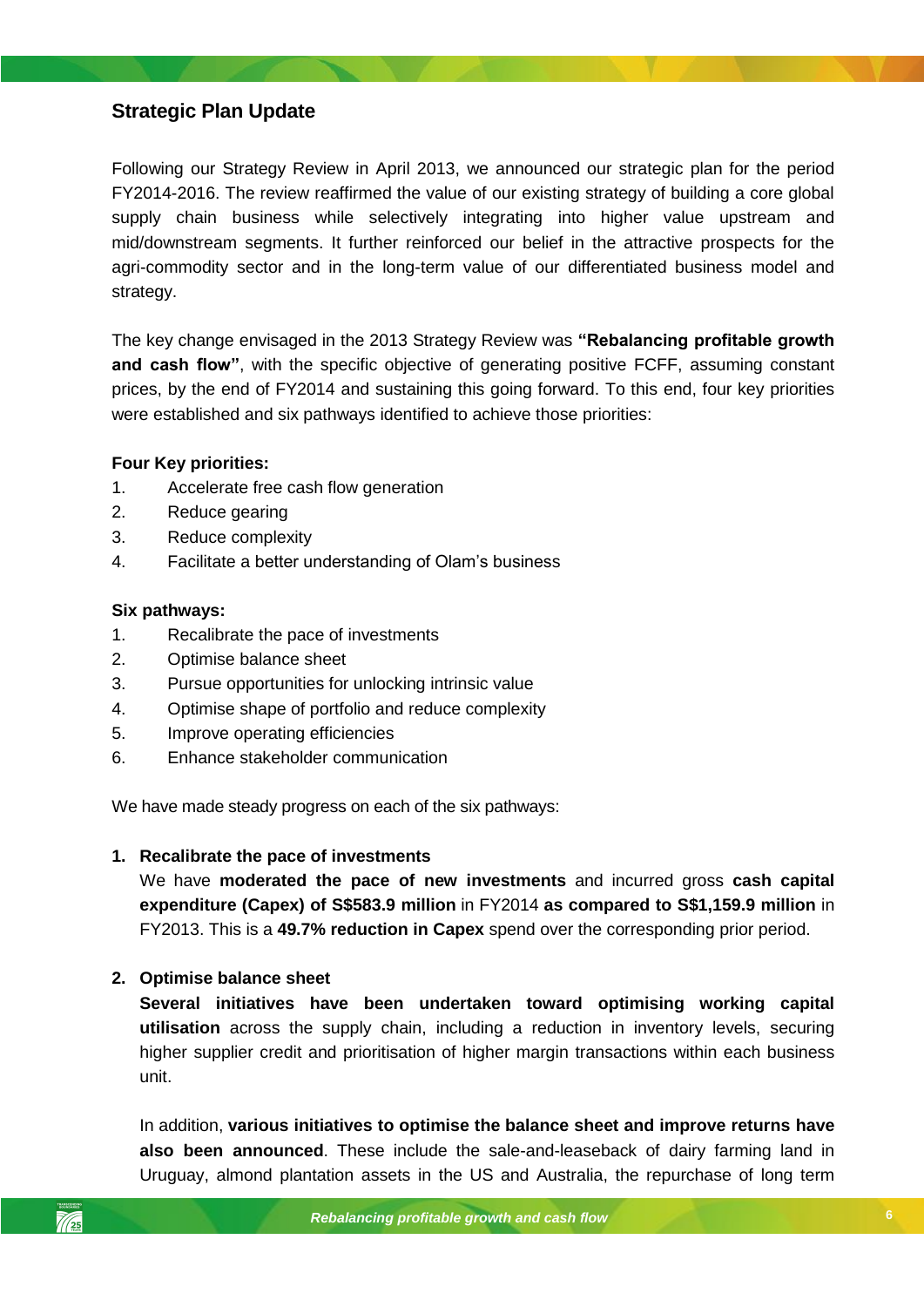## Strategic Plan Update

Following our Strategy Review in April 2013, we announced our strategic plan for the period FY2014-2016. The review reaffirmed the value of our existing strategy of building a core global supply chain business while selectively integrating into higher value upstream and mid/downstream segments. It further reinforced our belief in the attractive prospects for the agri-commodity sector and in the long-term value of our differentiated business model and strategy.

The key change envisaged in the 2013 Strategy Review was **"Rebalancing profitable growth and cash flow"**, with the specific objective of generating positive FCFF, assuming constant prices, by the end of FY2014 and sustaining this going forward. To this end, four key priorities were established and six pathways identified to achieve those priorities:

**Four Key priorities:**

1. Accelerate free cash flow generation
2. Reduce gearing
3. Reduce complexity
4. Facilitate a better understanding of Olam's business

**Six pathways:**

1. Recalibrate the pace of investments
2. Optimise balance sheet
3. Pursue opportunities for unlocking intrinsic value
4. Optimise shape of portfolio and reduce complexity
5. Improve operating efficiencies
6. Enhance stakeholder communication

We have made steady progress on each of the six pathways:

1. **Recalibrate the pace of investments**

   We have **moderated the pace of new investments** and incurred gross **cash capital expenditure (Capex) of S$583.9 million** in FY2014 **as compared to S$1,159.9 million** in FY2013. This is a **49.7% reduction in Capex** spend over the corresponding prior period.

2. **Optimise balance sheet**

   **Several initiatives have been undertaken toward optimising working capital utilisation** across the supply chain, including a reduction in inventory levels, securing higher supplier credit and prioritisation of higher margin transactions within each business unit.

   In addition, **various initiatives to optimise the balance sheet and improve returns have also been announced**. These include the sale-and-leaseback of dairy farming land in Uruguay, almond plantation assets in the US and Australia, the repurchase of long term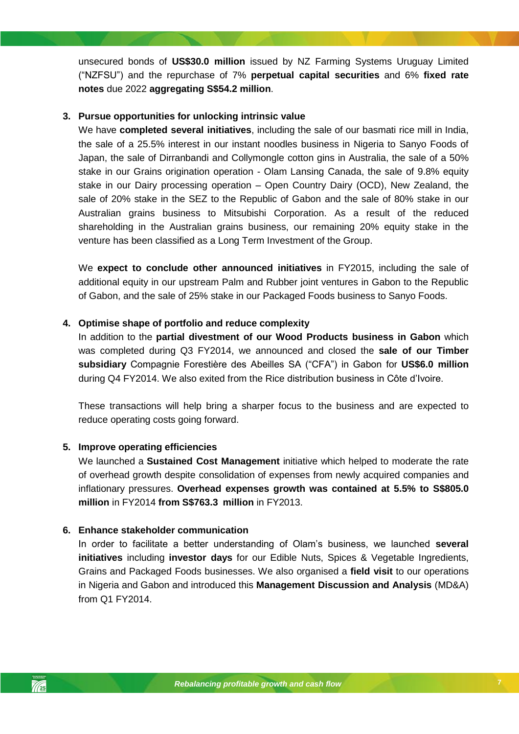unsecured bonds of **US$30.0 million** issued by NZ Farming Systems Uruguay Limited ("NZFSU") and the repurchase of 7% **perpetual capital securities** and 6% **fixed rate notes** due 2022 **aggregating S$54.2 million**.

3. **Pursue opportunities for unlocking intrinsic value**

   We have **completed several initiatives**, including the sale of our basmati rice mill in India, the sale of a 25.5% interest in our instant noodles business in Nigeria to Sanyo Foods of Japan, the sale of Dirranbandi and Collymongle cotton gins in Australia, the sale of a 50% stake in our Grains origination operation - Olam Lansing Canada, the sale of 9.8% equity stake in our Dairy processing operation – Open Country Dairy (OCD), New Zealand, the sale of 20% stake in the SEZ to the Republic of Gabon and the sale of 80% stake in our Australian grains business to Mitsubishi Corporation. As a result of the reduced shareholding in the Australian grains business, our remaining 20% equity stake in the venture has been classified as a Long Term Investment of the Group.

   We **expect to conclude other announced initiatives** in FY2015, including the sale of additional equity in our upstream Palm and Rubber joint ventures in Gabon to the Republic of Gabon, and the sale of 25% stake in our Packaged Foods business to Sanyo Foods.

4. **Optimise shape of portfolio and reduce complexity**

   In addition to the **partial divestment of our Wood Products business in Gabon** which was completed during Q3 FY2014, we announced and closed the **sale of our Timber subsidiary** Compagnie Forestière des Abeilles SA ("CFA") in Gabon for **US$6.0 million** during Q4 FY2014. We also exited from the Rice distribution business in Côte d'Ivoire.

   These transactions will help bring a sharper focus to the business and are expected to reduce operating costs going forward.

5. **Improve operating efficiencies**

   We launched a **Sustained Cost Management** initiative which helped to moderate the rate of overhead growth despite consolidation of expenses from newly acquired companies and inflationary pressures. **Overhead expenses growth was contained at 5.5% to S$805.0 million** in FY2014 **from S$763.3 million** in FY2013.

6. **Enhance stakeholder communication**

   In order to facilitate a better understanding of Olam's business, we launched **several initiatives** including **investor days** for our Edible Nuts, Spices & Vegetable Ingredients, Grains and Packaged Foods businesses. We also organised a **field visit** to our operations in Nigeria and Gabon and introduced this **Management Discussion and Analysis** (MD&A) from Q1 FY2014.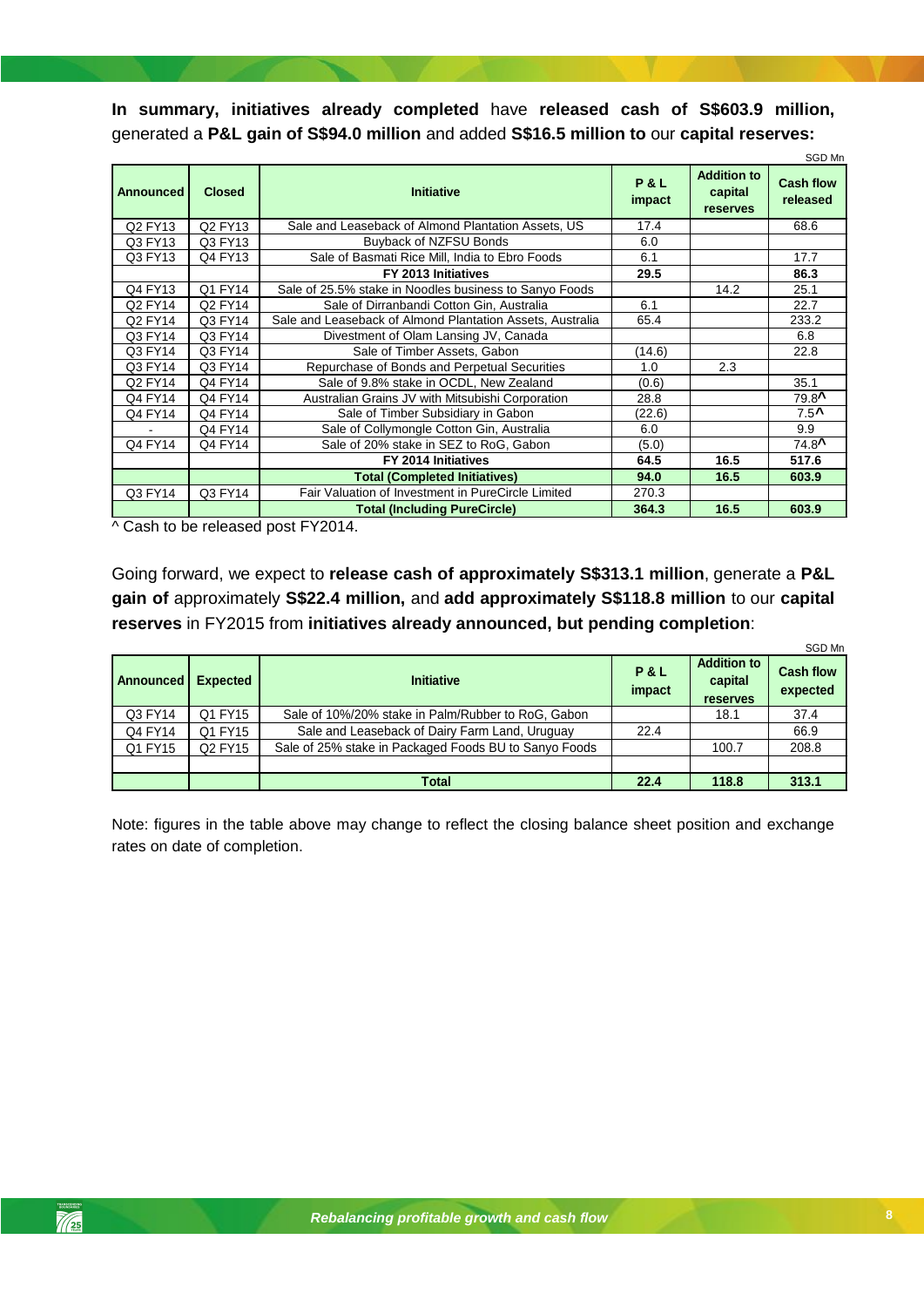**In summary, initiatives already completed** have **released cash of S$603.9 million,** generated a **P&L gain of S$94.0 million** and added **S$16.5 million to** our **capital reserves:**

SGD Mn

| Announced | Closed | Initiative | P & L impact | Addition to capital reserves | Cash flow released |
|---|---|---|---|---|---|
| Q2 FY13 | Q2 FY13 | Sale and Leaseback of Almond Plantation Assets, US | 17.4 | | 68.6 |
| Q3 FY13 | Q3 FY13 | Buyback of NZFSU Bonds | 6.0 | | |
| Q3 FY13 | Q4 FY13 | Sale of Basmati Rice Mill, India to Ebro Foods | 6.1 | | 17.7 |
| | | **FY 2013 Initiatives** | **29.5** | | **86.3** |
| Q4 FY13 | Q1 FY14 | Sale of 25.5% stake in Noodles business to Sanyo Foods | | 14.2 | 25.1 |
| Q2 FY14 | Q2 FY14 | Sale of Dirranbandi Cotton Gin, Australia | 6.1 | | 22.7 |
| Q2 FY14 | Q3 FY14 | Sale and Leaseback of Almond Plantation Assets, Australia | 65.4 | | 233.2 |
| Q3 FY14 | Q3 FY14 | Divestment of Olam Lansing JV, Canada | | | 6.8 |
| Q3 FY14 | Q3 FY14 | Sale of Timber Assets, Gabon | (14.6) | | 22.8 |
| Q3 FY14 | Q3 FY14 | Repurchase of Bonds and Perpetual Securities | 1.0 | 2.3 | |
| Q2 FY14 | Q4 FY14 | Sale of 9.8% stake in OCDL, New Zealand | (0.6) | | 35.1 |
| Q4 FY14 | Q4 FY14 | Australian Grains JV with Mitsubishi Corporation | 28.8 | | 79.8^ |
| Q4 FY14 | Q4 FY14 | Sale of Timber Subsidiary in Gabon | (22.6) | | 7.5^ |
| - | Q4 FY14 | Sale of Collymongle Cotton Gin, Australia | 6.0 | | 9.9 |
| Q4 FY14 | Q4 FY14 | Sale of 20% stake in SEZ to RoG, Gabon | (5.0) | | 74.8^ |
| | | **FY 2014 Initiatives** | **64.5** | **16.5** | **517.6** |
| | | **Total (Completed Initiatives)** | **94.0** | **16.5** | **603.9** |
| Q3 FY14 | Q3 FY14 | Fair Valuation of Investment in PureCircle Limited | 270.3 | | |
| | | **Total (Including PureCircle)** | **364.3** | **16.5** | **603.9** |

^ Cash to be released post FY2014.

Going forward, we expect to **release cash of approximately S$313.1 million**, generate a **P&L gain of** approximately **S$22.4 million,** and **add approximately S$118.8 million** to our **capital reserves** in FY2015 from **initiatives already announced, but pending completion**:

SGD Mn

| Announced | Expected | Initiative | P & L impact | Addition to capital reserves | Cash flow expected |
|---|---|---|---|---|---|
| Q3 FY14 | Q1 FY15 | Sale of 10%/20% stake in Palm/Rubber to RoG, Gabon | | 18.1 | 37.4 |
| Q4 FY14 | Q1 FY15 | Sale and Leaseback of Dairy Farm Land, Uruguay | 22.4 | | 66.9 |
| Q1 FY15 | Q2 FY15 | Sale of 25% stake in Packaged Foods BU to Sanyo Foods | | 100.7 | 208.8 |
| | | | | | |
| | | **Total** | **22.4** | **118.8** | **313.1** |

Note: figures in the table above may change to reflect the closing balance sheet position and exchange rates on date of completion.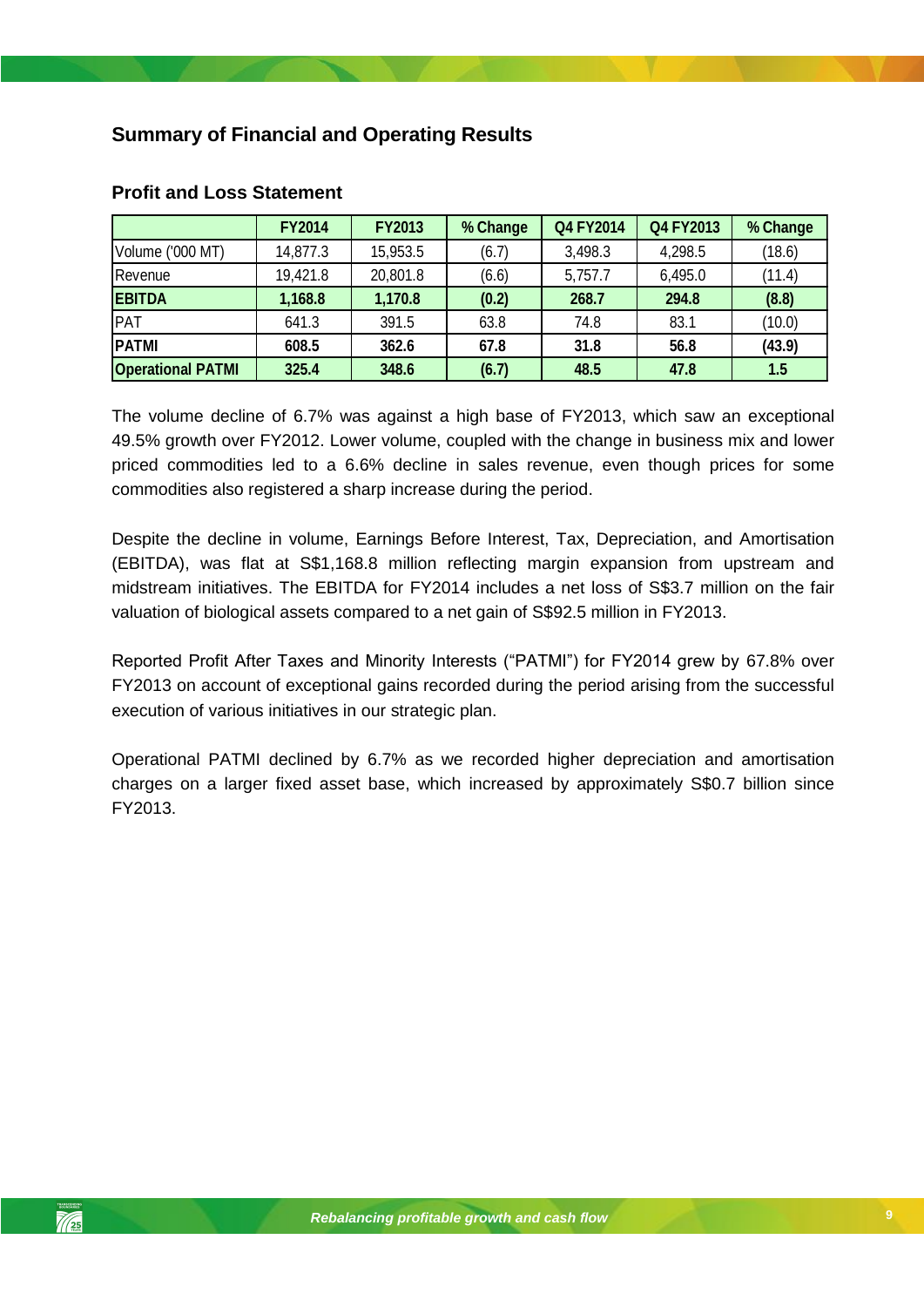## Summary of Financial and Operating Results

### Profit and Loss Statement

| | FY2014 | FY2013 | % Change | Q4 FY2014 | Q4 FY2013 | % Change |
|---|---|---|---|---|---|---|
| Volume ('000 MT) | 14,877.3 | 15,953.5 | (6.7) | 3,498.3 | 4,298.5 | (18.6) |
| Revenue | 19,421.8 | 20,801.8 | (6.6) | 5,757.7 | 6,495.0 | (11.4) |
| **EBITDA** | **1,168.8** | **1,170.8** | **(0.2)** | **268.7** | **294.8** | **(8.8)** |
| PAT | 641.3 | 391.5 | 63.8 | 74.8 | 83.1 | (10.0) |
| **PATMI** | **608.5** | **362.6** | **67.8** | **31.8** | **56.8** | **(43.9)** |
| **Operational PATMI** | **325.4** | **348.6** | **(6.7)** | **48.5** | **47.8** | **1.5** |

The volume decline of 6.7% was against a high base of FY2013, which saw an exceptional 49.5% growth over FY2012. Lower volume, coupled with the change in business mix and lower priced commodities led to a 6.6% decline in sales revenue, even though prices for some commodities also registered a sharp increase during the period.

Despite the decline in volume, Earnings Before Interest, Tax, Depreciation, and Amortisation (EBITDA), was flat at S$1,168.8 million reflecting margin expansion from upstream and midstream initiatives. The EBITDA for FY2014 includes a net loss of S$3.7 million on the fair valuation of biological assets compared to a net gain of S$92.5 million in FY2013.

Reported Profit After Taxes and Minority Interests ("PATMI") for FY2014 grew by 67.8% over FY2013 on account of exceptional gains recorded during the period arising from the successful execution of various initiatives in our strategic plan.

Operational PATMI declined by 6.7% as we recorded higher depreciation and amortisation charges on a larger fixed asset base, which increased by approximately S$0.7 billion since FY2013.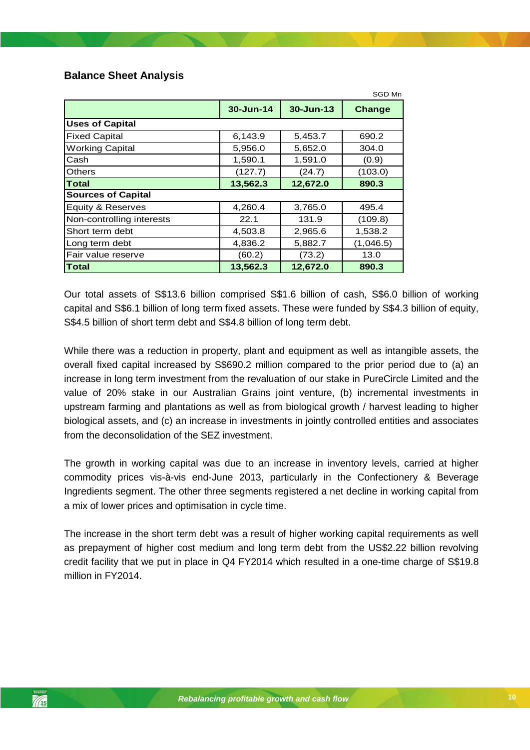## Balance Sheet Analysis

SGD Mn

| | 30-Jun-14 | 30-Jun-13 | Change |
|---|---|---|---|
| **Uses of Capital** | | | |
| Fixed Capital | 6,143.9 | 5,453.7 | 690.2 |
| Working Capital | 5,956.0 | 5,652.0 | 304.0 |
| Cash | 1,590.1 | 1,591.0 | (0.9) |
| Others | (127.7) | (24.7) | (103.0) |
| **Total** | **13,562.3** | **12,672.0** | **890.3** |
| **Sources of Capital** | | | |
| Equity & Reserves | 4,260.4 | 3,765.0 | 495.4 |
| Non-controlling interests | 22.1 | 131.9 | (109.8) |
| Short term debt | 4,503.8 | 2,965.6 | 1,538.2 |
| Long term debt | 4,836.2 | 5,882.7 | (1,046.5) |
| Fair value reserve | (60.2) | (73.2) | 13.0 |
| **Total** | **13,562.3** | **12,672.0** | **890.3** |

Our total assets of S$13.6 billion comprised S$1.6 billion of cash, S$6.0 billion of working capital and S$6.1 billion of long term fixed assets. These were funded by S$4.3 billion of equity, S$4.5 billion of short term debt and S$4.8 billion of long term debt.

While there was a reduction in property, plant and equipment as well as intangible assets, the overall fixed capital increased by S$690.2 million compared to the prior period due to (a) an increase in long term investment from the revaluation of our stake in PureCircle Limited and the value of 20% stake in our Australian Grains joint venture, (b) incremental investments in upstream farming and plantations as well as from biological growth / harvest leading to higher biological assets, and (c) an increase in investments in jointly controlled entities and associates from the deconsolidation of the SEZ investment.

The growth in working capital was due to an increase in inventory levels, carried at higher commodity prices vis-à-vis end-June 2013, particularly in the Confectionery & Beverage Ingredients segment. The other three segments registered a net decline in working capital from a mix of lower prices and optimisation in cycle time.

The increase in the short term debt was a result of higher working capital requirements as well as prepayment of higher cost medium and long term debt from the US$2.22 billion revolving credit facility that we put in place in Q4 FY2014 which resulted in a one-time charge of S$19.8 million in FY2014.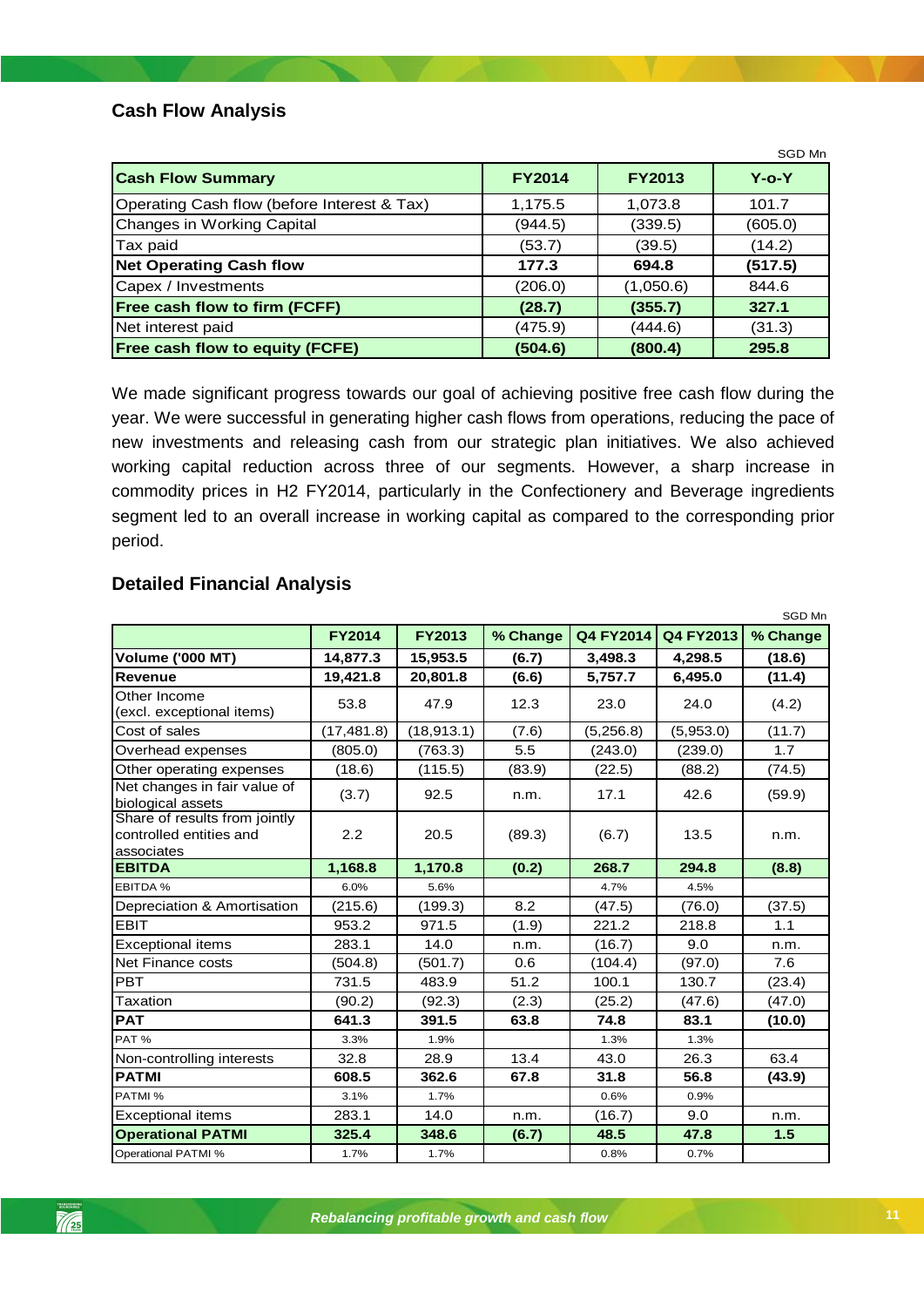## Cash Flow Analysis

SGD Mn

| Cash Flow Summary | FY2014 | FY2013 | Y-o-Y |
|---|---|---|---|
| Operating Cash flow (before Interest & Tax) | 1,175.5 | 1,073.8 | 101.7 |
| Changes in Working Capital | (944.5) | (339.5) | (605.0) |
| Tax paid | (53.7) | (39.5) | (14.2) |
| **Net Operating Cash flow** | **177.3** | **694.8** | **(517.5)** |
| Capex / Investments | (206.0) | (1,050.6) | 844.6 |
| **Free cash flow to firm (FCFF)** | **(28.7)** | **(355.7)** | **327.1** |
| Net interest paid | (475.9) | (444.6) | (31.3) |
| **Free cash flow to equity (FCFE)** | **(504.6)** | **(800.4)** | **295.8** |

We made significant progress towards our goal of achieving positive free cash flow during the year. We were successful in generating higher cash flows from operations, reducing the pace of new investments and releasing cash from our strategic plan initiatives. We also achieved working capital reduction across three of our segments. However, a sharp increase in commodity prices in H2 FY2014, particularly in the Confectionery and Beverage ingredients segment led to an overall increase in working capital as compared to the corresponding prior period.

## Detailed Financial Analysis

SGD Mn

| | FY2014 | FY2013 | % Change | Q4 FY2014 | Q4 FY2013 | % Change |
|---|---|---|---|---|---|---|
| **Volume ('000 MT)** | **14,877.3** | **15,953.5** | **(6.7)** | **3,498.3** | **4,298.5** | **(18.6)** |
| **Revenue** | **19,421.8** | **20,801.8** | **(6.6)** | **5,757.7** | **6,495.0** | **(11.4)** |
| Other Income (excl. exceptional items) | 53.8 | 47.9 | 12.3 | 23.0 | 24.0 | (4.2) |
| Cost of sales | (17,481.8) | (18,913.1) | (7.6) | (5,256.8) | (5,953.0) | (11.7) |
| Overhead expenses | (805.0) | (763.3) | 5.5 | (243.0) | (239.0) | 1.7 |
| Other operating expenses | (18.6) | (115.5) | (83.9) | (22.5) | (88.2) | (74.5) |
| Net changes in fair value of biological assets | (3.7) | 92.5 | n.m. | 17.1 | 42.6 | (59.9) |
| Share of results from jointly controlled entities and associates | 2.2 | 20.5 | (89.3) | (6.7) | 13.5 | n.m. |
| **EBITDA** | **1,168.8** | **1,170.8** | **(0.2)** | **268.7** | **294.8** | **(8.8)** |
| EBITDA % | 6.0% | 5.6% | | 4.7% | 4.5% | |
| Depreciation & Amortisation | (215.6) | (199.3) | 8.2 | (47.5) | (76.0) | (37.5) |
| EBIT | 953.2 | 971.5 | (1.9) | 221.2 | 218.8 | 1.1 |
| Exceptional items | 283.1 | 14.0 | n.m. | (16.7) | 9.0 | n.m. |
| Net Finance costs | (504.8) | (501.7) | 0.6 | (104.4) | (97.0) | 7.6 |
| PBT | 731.5 | 483.9 | 51.2 | 100.1 | 130.7 | (23.4) |
| Taxation | (90.2) | (92.3) | (2.3) | (25.2) | (47.6) | (47.0) |
| **PAT** | **641.3** | **391.5** | **63.8** | **74.8** | **83.1** | **(10.0)** |
| PAT % | 3.3% | 1.9% | | 1.3% | 1.3% | |
| Non-controlling interests | 32.8 | 28.9 | 13.4 | 43.0 | 26.3 | 63.4 |
| **PATMI** | **608.5** | **362.6** | **67.8** | **31.8** | **56.8** | **(43.9)** |
| PATMI % | 3.1% | 1.7% | | 0.6% | 0.9% | |
| Exceptional items | 283.1 | 14.0 | n.m. | (16.7) | 9.0 | n.m. |
| **Operational PATMI** | **325.4** | **348.6** | **(6.7)** | **48.5** | **47.8** | **1.5** |
| Operational PATMI % | 1.7% | 1.7% | | 0.8% | 0.7% | |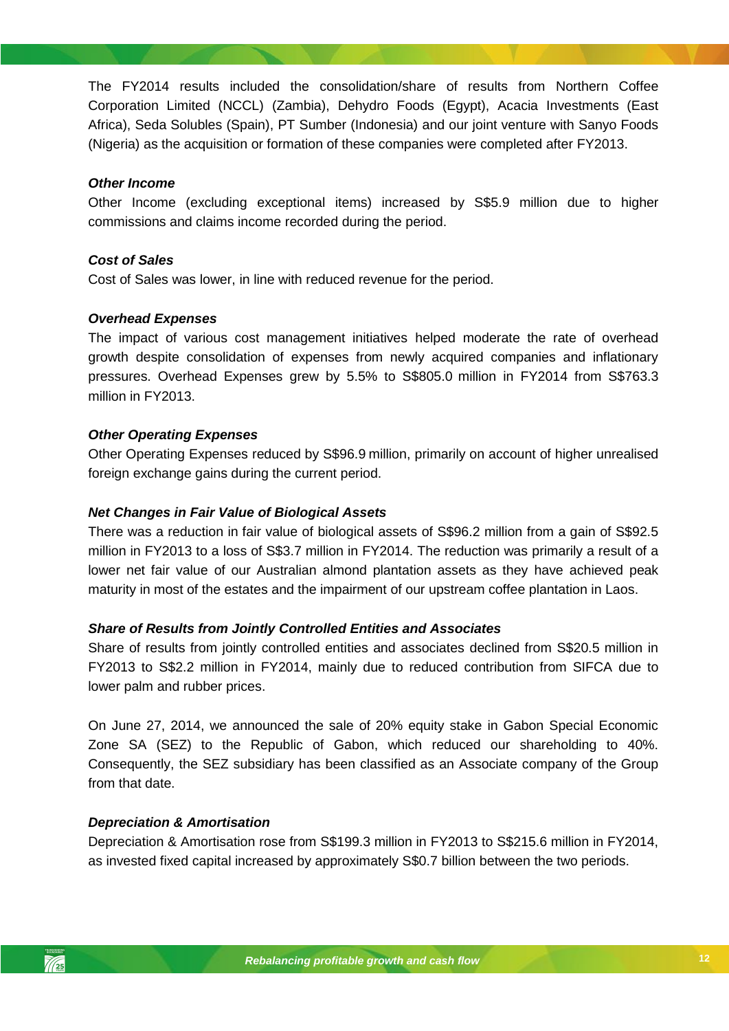The FY2014 results included the consolidation/share of results from Northern Coffee Corporation Limited (NCCL) (Zambia), Dehydro Foods (Egypt), Acacia Investments (East Africa), Seda Solubles (Spain), PT Sumber (Indonesia) and our joint venture with Sanyo Foods (Nigeria) as the acquisition or formation of these companies were completed after FY2013.

***Other Income***

Other Income (excluding exceptional items) increased by S$5.9 million due to higher commissions and claims income recorded during the period.

***Cost of Sales***

Cost of Sales was lower, in line with reduced revenue for the period.

***Overhead Expenses***

The impact of various cost management initiatives helped moderate the rate of overhead growth despite consolidation of expenses from newly acquired companies and inflationary pressures. Overhead Expenses grew by 5.5% to S$805.0 million in FY2014 from S$763.3 million in FY2013.

***Other Operating Expenses***

Other Operating Expenses reduced by S$96.9 million, primarily on account of higher unrealised foreign exchange gains during the current period.

***Net Changes in Fair Value of Biological Assets***

There was a reduction in fair value of biological assets of S$96.2 million from a gain of S$92.5 million in FY2013 to a loss of S$3.7 million in FY2014. The reduction was primarily a result of a lower net fair value of our Australian almond plantation assets as they have achieved peak maturity in most of the estates and the impairment of our upstream coffee plantation in Laos.

***Share of Results from Jointly Controlled Entities and Associates***

Share of results from jointly controlled entities and associates declined from S$20.5 million in FY2013 to S$2.2 million in FY2014, mainly due to reduced contribution from SIFCA due to lower palm and rubber prices.

On June 27, 2014, we announced the sale of 20% equity stake in Gabon Special Economic Zone SA (SEZ) to the Republic of Gabon, which reduced our shareholding to 40%. Consequently, the SEZ subsidiary has been classified as an Associate company of the Group from that date.

***Depreciation & Amortisation***

Depreciation & Amortisation rose from S$199.3 million in FY2013 to S$215.6 million in FY2014, as invested fixed capital increased by approximately S$0.7 billion between the two periods.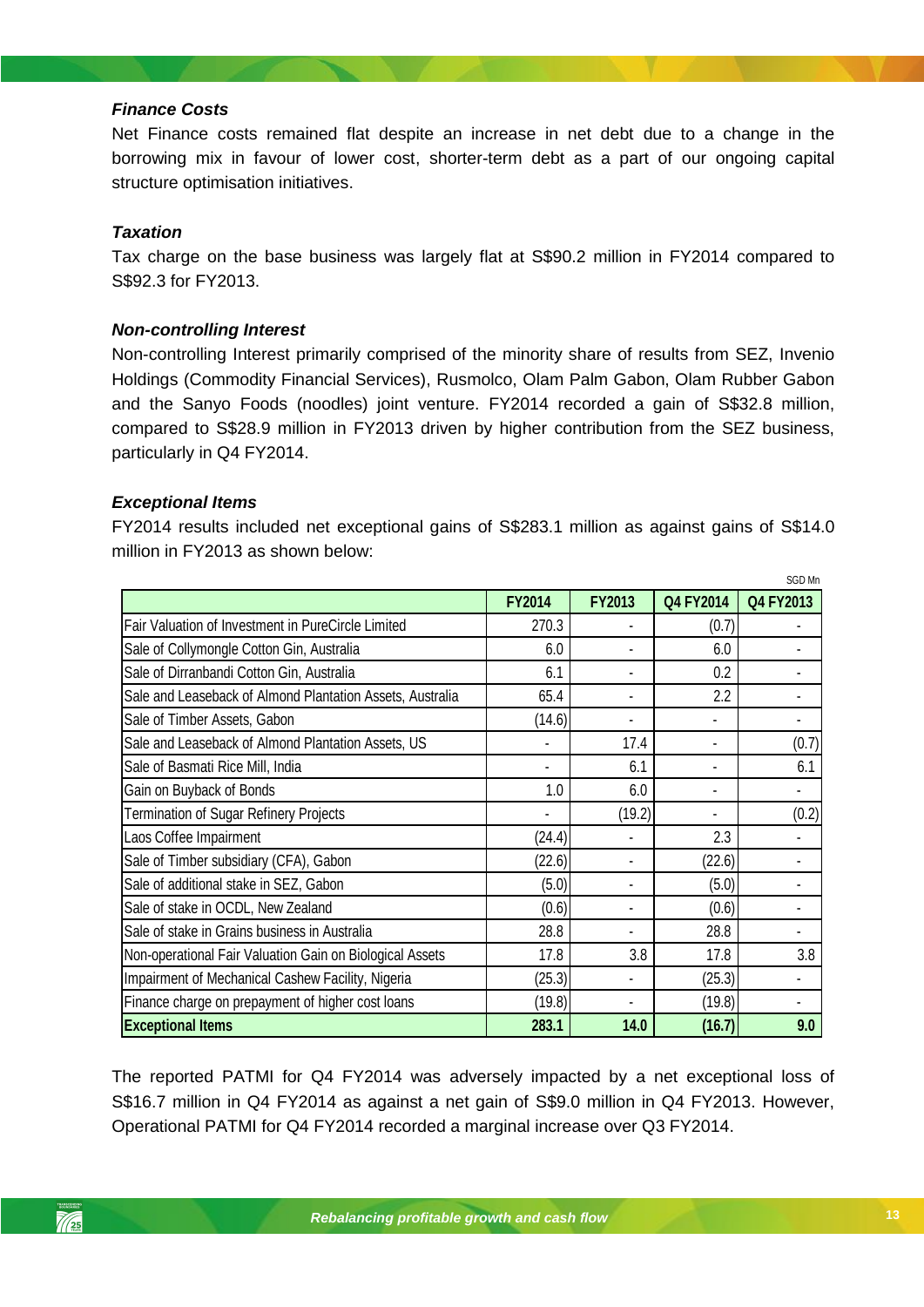***Finance Costs***

Net Finance costs remained flat despite an increase in net debt due to a change in the borrowing mix in favour of lower cost, shorter-term debt as a part of our ongoing capital structure optimisation initiatives.

***Taxation***

Tax charge on the base business was largely flat at S$90.2 million in FY2014 compared to S$92.3 for FY2013.

***Non-controlling Interest***

Non-controlling Interest primarily comprised of the minority share of results from SEZ, Invenio Holdings (Commodity Financial Services), Rusmolco, Olam Palm Gabon, Olam Rubber Gabon and the Sanyo Foods (noodles) joint venture. FY2014 recorded a gain of S$32.8 million, compared to S$28.9 million in FY2013 driven by higher contribution from the SEZ business, particularly in Q4 FY2014.

***Exceptional Items***

FY2014 results included net exceptional gains of S$283.1 million as against gains of S$14.0 million in FY2013 as shown below:

SGD Mn

| | FY2014 | FY2013 | Q4 FY2014 | Q4 FY2013 |
|---|---|---|---|---|
| Fair Valuation of Investment in PureCircle Limited | 270.3 | - | (0.7) | - |
| Sale of Collymongle Cotton Gin, Australia | 6.0 | - | 6.0 | - |
| Sale of Dirranbandi Cotton Gin, Australia | 6.1 | - | 0.2 | - |
| Sale and Leaseback of Almond Plantation Assets, Australia | 65.4 | - | 2.2 | - |
| Sale of Timber Assets, Gabon | (14.6) | - | - | - |
| Sale and Leaseback of Almond Plantation Assets, US | - | 17.4 | - | (0.7) |
| Sale of Basmati Rice Mill, India | - | 6.1 | - | 6.1 |
| Gain on Buyback of Bonds | 1.0 | 6.0 | - | - |
| Termination of Sugar Refinery Projects | - | (19.2) | - | (0.2) |
| Laos Coffee Impairment | (24.4) | - | 2.3 | - |
| Sale of Timber subsidiary (CFA), Gabon | (22.6) | - | (22.6) | - |
| Sale of additional stake in SEZ, Gabon | (5.0) | - | (5.0) | - |
| Sale of stake in OCDL, New Zealand | (0.6) | - | (0.6) | - |
| Sale of stake in Grains business in Australia | 28.8 | - | 28.8 | - |
| Non-operational Fair Valuation Gain on Biological Assets | 17.8 | 3.8 | 17.8 | 3.8 |
| Impairment of Mechanical Cashew Facility, Nigeria | (25.3) | - | (25.3) | - |
| Finance charge on prepayment of higher cost loans | (19.8) | - | (19.8) | - |
| **Exceptional Items** | **283.1** | **14.0** | **(16.7)** | **9.0** |

The reported PATMI for Q4 FY2014 was adversely impacted by a net exceptional loss of S$16.7 million in Q4 FY2014 as against a net gain of S$9.0 million in Q4 FY2013. However, Operational PATMI for Q4 FY2014 recorded a marginal increase over Q3 FY2014.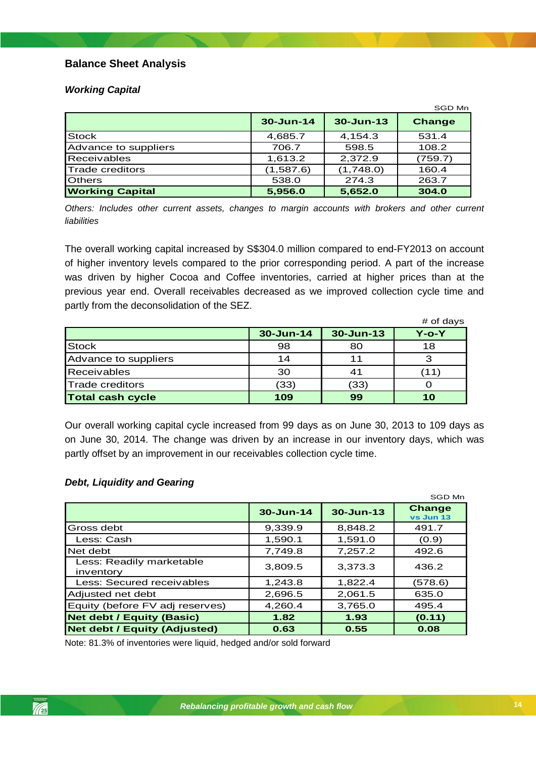## Balance Sheet Analysis

### *Working Capital*

SGD Mn

| | 30-Jun-14 | 30-Jun-13 | Change |
|---|---|---|---|
| Stock | 4,685.7 | 4,154.3 | 531.4 |
| Advance to suppliers | 706.7 | 598.5 | 108.2 |
| Receivables | 1,613.2 | 2,372.9 | (759.7) |
| Trade creditors | (1,587.6) | (1,748.0) | 160.4 |
| Others | 538.0 | 274.3 | 263.7 |
| **Working Capital** | **5,956.0** | **5,652.0** | **304.0** |

*Others: Includes other current assets, changes to margin accounts with brokers and other current liabilities*

The overall working capital increased by S$304.0 million compared to end-FY2013 on account of higher inventory levels compared to the prior corresponding period. A part of the increase was driven by higher Cocoa and Coffee inventories, carried at higher prices than at the previous year end. Overall receivables decreased as we improved collection cycle time and partly from the deconsolidation of the SEZ.

\# of days

| | 30-Jun-14 | 30-Jun-13 | Y-o-Y |
|---|---|---|---|
| Stock | 98 | 80 | 18 |
| Advance to suppliers | 14 | 11 | 3 |
| Receivables | 30 | 41 | (11) |
| Trade creditors | (33) | (33) | 0 |
| **Total cash cycle** | **109** | **99** | **10** |

Our overall working capital cycle increased from 99 days as on June 30, 2013 to 109 days as on June 30, 2014. The change was driven by an increase in our inventory days, which was partly offset by an improvement in our receivables collection cycle time.

### *Debt, Liquidity and Gearing*

SGD Mn

| | 30-Jun-14 | 30-Jun-13 | Change vs Jun 13 |
|---|---|---|---|
| Gross debt | 9,339.9 | 8,848.2 | 491.7 |
| Less: Cash | 1,590.1 | 1,591.0 | (0.9) |
| Net debt | 7,749.8 | 7,257.2 | 492.6 |
| Less: Readily marketable inventory | 3,809.5 | 3,373.3 | 436.2 |
| Less: Secured receivables | 1,243.8 | 1,822.4 | (578.6) |
| Adjusted net debt | 2,696.5 | 2,061.5 | 635.0 |
| Equity (before FV adj reserves) | 4,260.4 | 3,765.0 | 495.4 |
| **Net debt / Equity (Basic)** | **1.82** | **1.93** | **(0.11)** |
| **Net debt / Equity (Adjusted)** | **0.63** | **0.55** | **0.08** |

Note: 81.3% of inventories were liquid, hedged and/or sold forward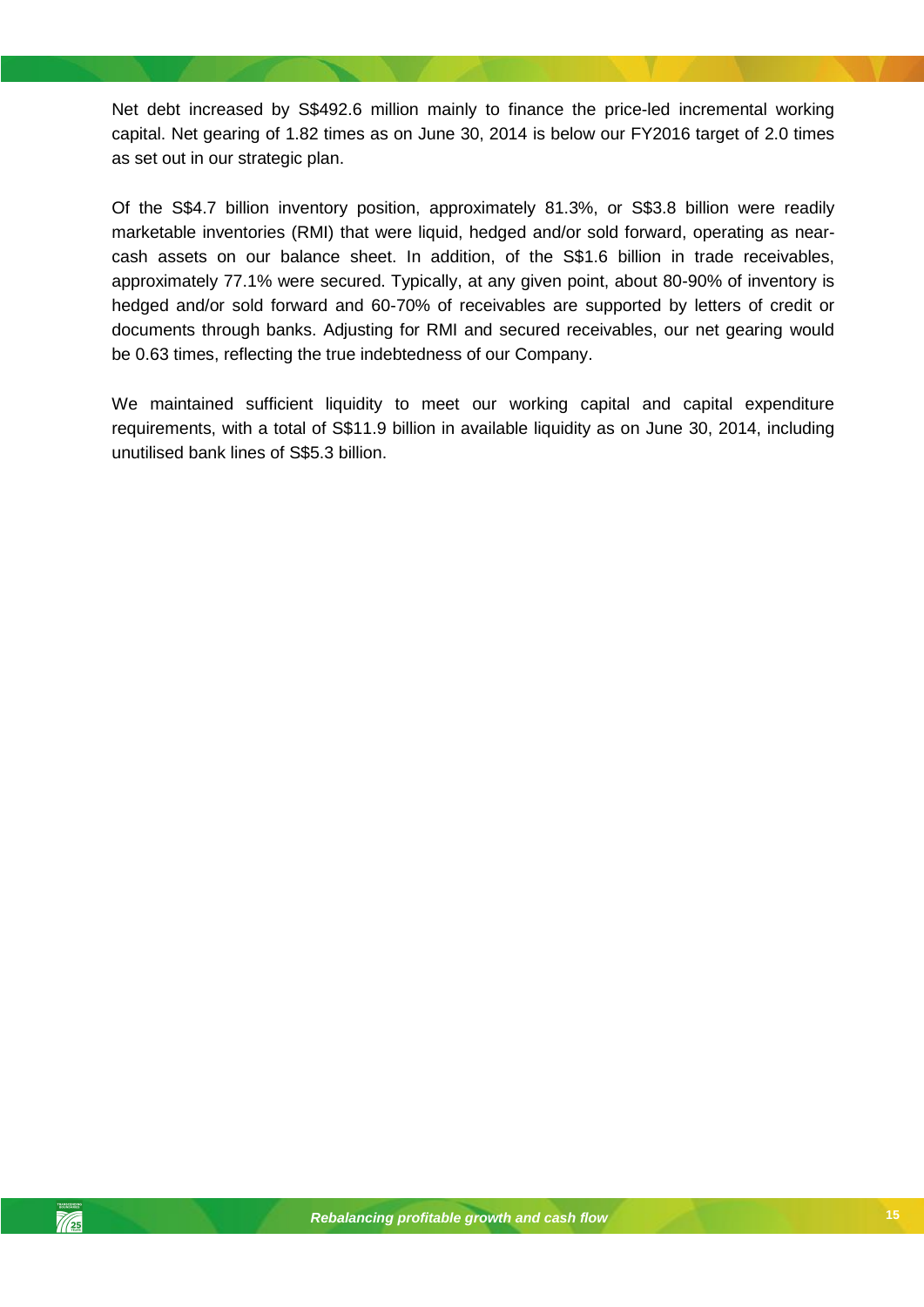Net debt increased by S$492.6 million mainly to finance the price-led incremental working capital. Net gearing of 1.82 times as on June 30, 2014 is below our FY2016 target of 2.0 times as set out in our strategic plan.

Of the S$4.7 billion inventory position, approximately 81.3%, or S$3.8 billion were readily marketable inventories (RMI) that were liquid, hedged and/or sold forward, operating as near-cash assets on our balance sheet. In addition, of the S$1.6 billion in trade receivables, approximately 77.1% were secured. Typically, at any given point, about 80-90% of inventory is hedged and/or sold forward and 60-70% of receivables are supported by letters of credit or documents through banks. Adjusting for RMI and secured receivables, our net gearing would be 0.63 times, reflecting the true indebtedness of our Company.

We maintained sufficient liquidity to meet our working capital and capital expenditure requirements, with a total of S$11.9 billion in available liquidity as on June 30, 2014, including unutilised bank lines of S$5.3 billion.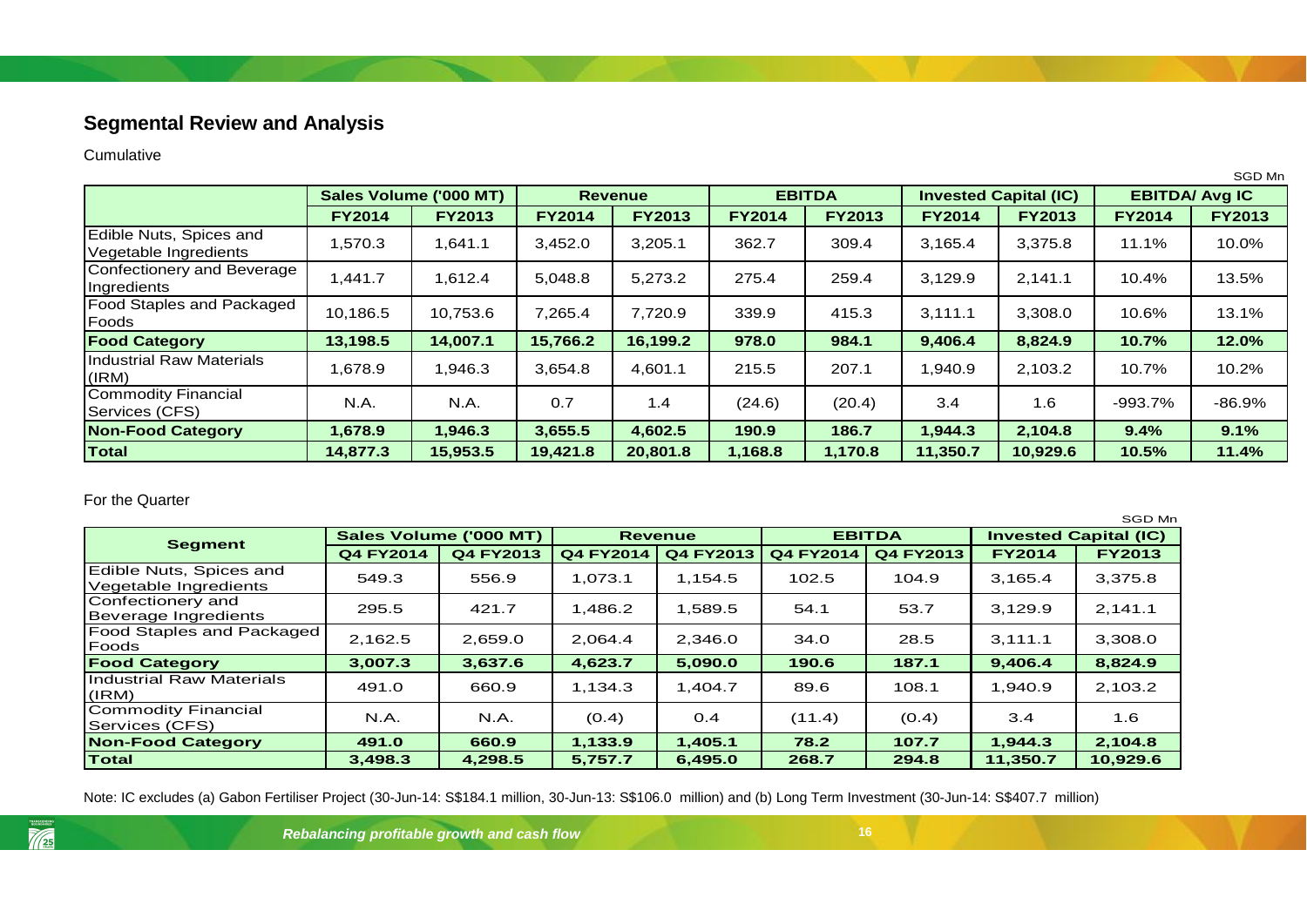## Segmental Review and Analysis

Cumulative

SGD Mn

| | Sales Volume ('000 MT) | | Revenue | | EBITDA | | Invested Capital (IC) | | EBITDA/ Avg IC | |
|---|---|---|---|---|---|---|---|---|---|---|
| | FY2014 | FY2013 | FY2014 | FY2013 | FY2014 | FY2013 | FY2014 | FY2013 | FY2014 | FY2013 |
| Edible Nuts, Spices and Vegetable Ingredients | 1,570.3 | 1,641.1 | 3,452.0 | 3,205.1 | 362.7 | 309.4 | 3,165.4 | 3,375.8 | 11.1% | 10.0% |
| Confectionery and Beverage Ingredients | 1,441.7 | 1,612.4 | 5,048.8 | 5,273.2 | 275.4 | 259.4 | 3,129.9 | 2,141.1 | 10.4% | 13.5% |
| Food Staples and Packaged Foods | 10,186.5 | 10,753.6 | 7,265.4 | 7,720.9 | 339.9 | 415.3 | 3,111.1 | 3,308.0 | 10.6% | 13.1% |
| **Food Category** | **13,198.5** | **14,007.1** | **15,766.2** | **16,199.2** | **978.0** | **984.1** | **9,406.4** | **8,824.9** | **10.7%** | **12.0%** |
| Industrial Raw Materials (IRM) | 1,678.9 | 1,946.3 | 3,654.8 | 4,601.1 | 215.5 | 207.1 | 1,940.9 | 2,103.2 | 10.7% | 10.2% |
| Commodity Financial Services (CFS) | N.A. | N.A. | 0.7 | 1.4 | (24.6) | (20.4) | 3.4 | 1.6 | -993.7% | -86.9% |
| **Non-Food Category** | **1,678.9** | **1,946.3** | **3,655.5** | **4,602.5** | **190.9** | **186.7** | **1,944.3** | **2,104.8** | **9.4%** | **9.1%** |
| **Total** | **14,877.3** | **15,953.5** | **19,421.8** | **20,801.8** | **1,168.8** | **1,170.8** | **11,350.7** | **10,929.6** | **10.5%** | **11.4%** |

For the Quarter

SGD Mn

| Segment | Sales Volume ('000 MT) | | Revenue | | EBITDA | | Invested Capital (IC) | |
|---|---|---|---|---|---|---|---|---|
| | Q4 FY2014 | Q4 FY2013 | Q4 FY2014 | Q4 FY2013 | Q4 FY2014 | Q4 FY2013 | FY2014 | FY2013 |
| Edible Nuts, Spices and Vegetable Ingredients | 549.3 | 556.9 | 1,073.1 | 1,154.5 | 102.5 | 104.9 | 3,165.4 | 3,375.8 |
| Confectionery and Beverage Ingredients | 295.5 | 421.7 | 1,486.2 | 1,589.5 | 54.1 | 53.7 | 3,129.9 | 2,141.1 |
| Food Staples and Packaged Foods | 2,162.5 | 2,659.0 | 2,064.4 | 2,346.0 | 34.0 | 28.5 | 3,111.1 | 3,308.0 |
| **Food Category** | **3,007.3** | **3,637.6** | **4,623.7** | **5,090.0** | **190.6** | **187.1** | **9,406.4** | **8,824.9** |
| Industrial Raw Materials (IRM) | 491.0 | 660.9 | 1,134.3 | 1,404.7 | 89.6 | 108.1 | 1,940.9 | 2,103.2 |
| Commodity Financial Services (CFS) | N.A. | N.A. | (0.4) | 0.4 | (11.4) | (0.4) | 3.4 | 1.6 |
| **Non-Food Category** | **491.0** | **660.9** | **1,133.9** | **1,405.1** | **78.2** | **107.7** | **1,944.3** | **2,104.8** |
| **Total** | **3,498.3** | **4,298.5** | **5,757.7** | **6,495.0** | **268.7** | **294.8** | **11,350.7** | **10,929.6** |

Note: IC excludes (a) Gabon Fertiliser Project (30-Jun-14: S$184.1 million, 30-Jun-13: S$106.0 million) and (b) Long Term Investment (30-Jun-14: S$407.7 million)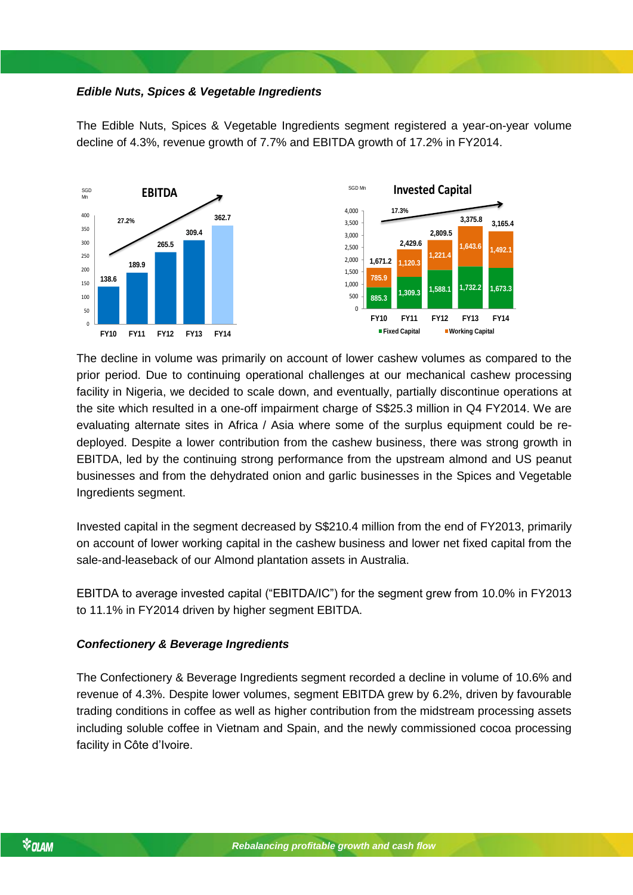***Edible Nuts, Spices & Vegetable Ingredients***

The Edible Nuts, Spices & Vegetable Ingredients segment registered a year-on-year volume decline of 4.3%, revenue growth of 7.7% and EBITDA growth of 17.2% in FY2014.

**EBITDA** (SGD Mn)

| | FY10 | FY11 | FY12 | FY13 | FY14 |
|---|---|---|---|---|---|
| EBITDA | 138.6 | 189.9 | 265.5 | 309.4 | 362.7 |

27.2%

**Invested Capital** (SGD Mn)

| | FY10 | FY11 | FY12 | FY13 | FY14 |
|---|---|---|---|---|---|
| Fixed Capital | 885.3 | 1,309.3 | 1,588.1 | 1,732.2 | 1,673.3 |
| Working Capital | 785.9 | 1,120.3 | 1,221.4 | 1,643.6 | 1,492.1 |
| Total | 1,671.2 | 2,429.6 | 2,809.5 | 3,375.8 | 3,165.4 |

17.3%

The decline in volume was primarily on account of lower cashew volumes as compared to the prior period. Due to continuing operational challenges at our mechanical cashew processing facility in Nigeria, we decided to scale down, and eventually, partially discontinue operations at the site which resulted in a one-off impairment charge of S$25.3 million in Q4 FY2014. We are evaluating alternate sites in Africa / Asia where some of the surplus equipment could be re-deployed. Despite a lower contribution from the cashew business, there was strong growth in EBITDA, led by the continuing strong performance from the upstream almond and US peanut businesses and from the dehydrated onion and garlic businesses in the Spices and Vegetable Ingredients segment.

Invested capital in the segment decreased by S$210.4 million from the end of FY2013, primarily on account of lower working capital in the cashew business and lower net fixed capital from the sale-and-leaseback of our Almond plantation assets in Australia.

EBITDA to average invested capital ("EBITDA/IC") for the segment grew from 10.0% in FY2013 to 11.1% in FY2014 driven by higher segment EBITDA.

***Confectionery & Beverage Ingredients***

The Confectionery & Beverage Ingredients segment recorded a decline in volume of 10.6% and revenue of 4.3%. Despite lower volumes, segment EBITDA grew by 6.2%, driven by favourable trading conditions in coffee as well as higher contribution from the midstream processing assets including soluble coffee in Vietnam and Spain, and the newly commissioned cocoa processing facility in Côte d'Ivoire.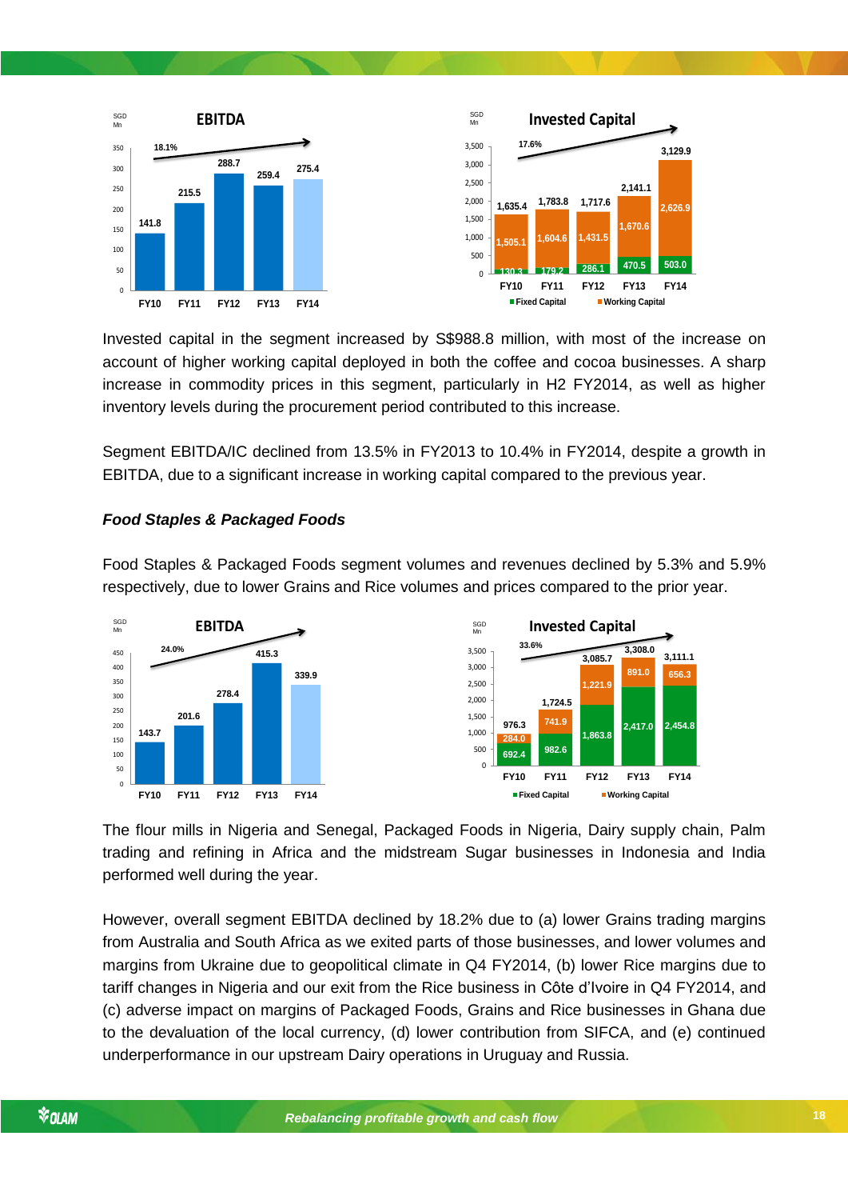**EBITDA** (SGD Mn)

| | FY10 | FY11 | FY12 | FY13 | FY14 |
|---|---|---|---|---|---|
| EBITDA | 141.8 | 215.5 | 288.7 | 259.4 | 275.4 |

CAGR: 18.1%

**Invested Capital** (SGD Mn)

| | FY10 | FY11 | FY12 | FY13 | FY14 |
|---|---|---|---|---|---|
| Fixed Capital | 130.3 | 179.2 | 286.1 | 470.5 | 503.0 |
| Working Capital | 1,505.1 | 1,604.6 | 1,431.5 | 1,670.6 | 2,626.9 |
| Total | 1,635.4 | 1,783.8 | 1,717.6 | 2,141.1 | 3,129.9 |

CAGR: 17.6%

Invested capital in the segment increased by S$988.8 million, with most of the increase on account of higher working capital deployed in both the coffee and cocoa businesses. A sharp increase in commodity prices in this segment, particularly in H2 FY2014, as well as higher inventory levels during the procurement period contributed to this increase.

Segment EBITDA/IC declined from 13.5% in FY2013 to 10.4% in FY2014, despite a growth in EBITDA, due to a significant increase in working capital compared to the previous year.

***Food Staples & Packaged Foods***

Food Staples & Packaged Foods segment volumes and revenues declined by 5.3% and 5.9% respectively, due to lower Grains and Rice volumes and prices compared to the prior year.

**EBITDA** (SGD Mn)

| | FY10 | FY11 | FY12 | FY13 | FY14 |
|---|---|---|---|---|---|
| EBITDA | 143.7 | 201.6 | 278.4 | 415.3 | 339.9 |

CAGR: 24.0%

**Invested Capital** (SGD Mn)

| | FY10 | FY11 | FY12 | FY13 | FY14 |
|---|---|---|---|---|---|
| Fixed Capital | 692.4 | 982.6 | 1,863.8 | 2,417.0 | 2,454.8 |
| Working Capital | 284.0 | 741.9 | 1,221.9 | 891.0 | 656.3 |
| Total | 976.3 | 1,724.5 | 3,085.7 | 3,308.0 | 3,111.1 |

CAGR: 33.6%

The flour mills in Nigeria and Senegal, Packaged Foods in Nigeria, Dairy supply chain, Palm trading and refining in Africa and the midstream Sugar businesses in Indonesia and India performed well during the year.

However, overall segment EBITDA declined by 18.2% due to (a) lower Grains trading margins from Australia and South Africa as we exited parts of those businesses, and lower volumes and margins from Ukraine due to geopolitical climate in Q4 FY2014, (b) lower Rice margins due to tariff changes in Nigeria and our exit from the Rice business in Côte d'Ivoire in Q4 FY2014, and (c) adverse impact on margins of Packaged Foods, Grains and Rice businesses in Ghana due to the devaluation of the local currency, (d) lower contribution from SIFCA, and (e) continued underperformance in our upstream Dairy operations in Uruguay and Russia.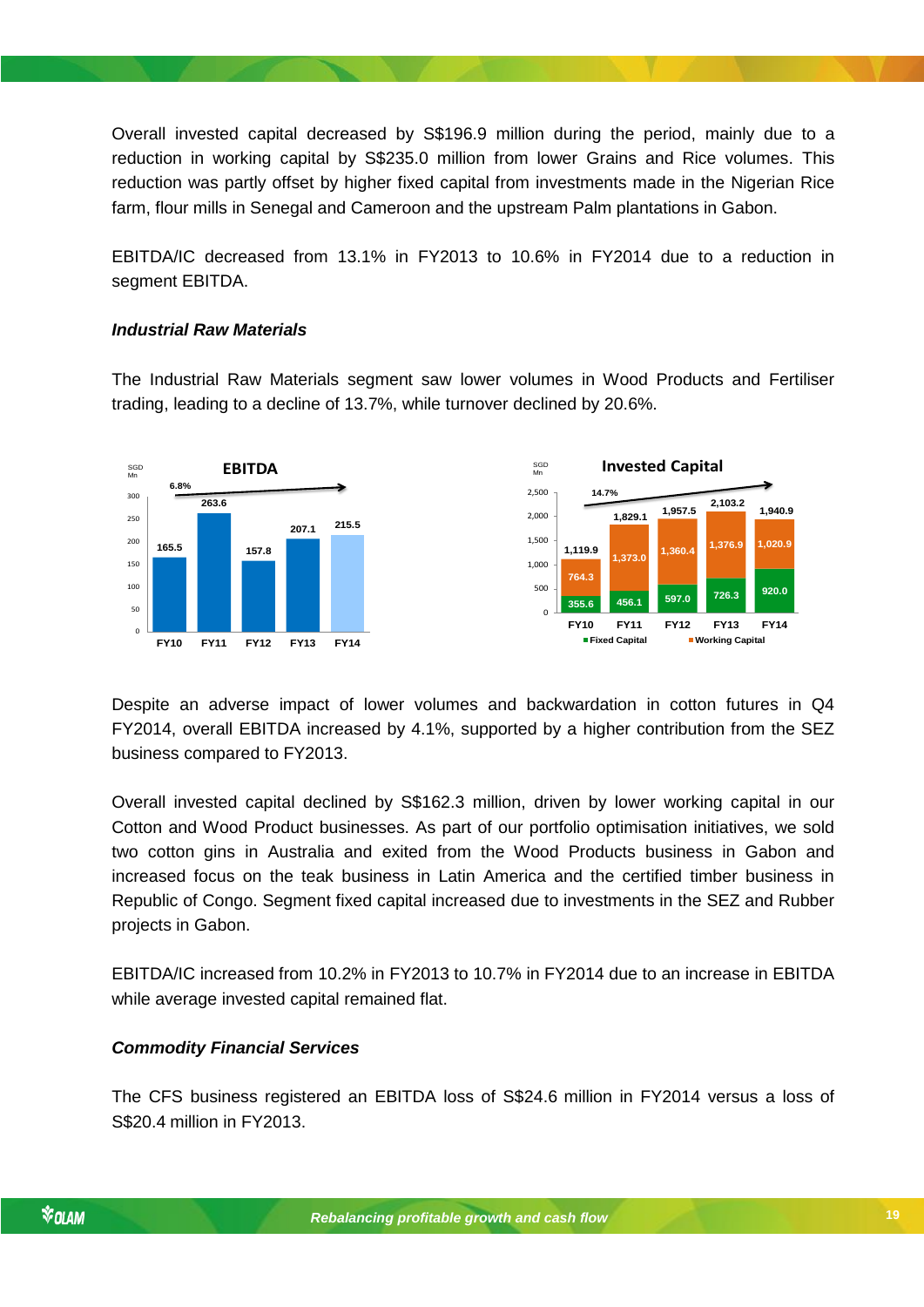Overall invested capital decreased by S$196.9 million during the period, mainly due to a reduction in working capital by S$235.0 million from lower Grains and Rice volumes. This reduction was partly offset by higher fixed capital from investments made in the Nigerian Rice farm, flour mills in Senegal and Cameroon and the upstream Palm plantations in Gabon.

EBITDA/IC decreased from 13.1% in FY2013 to 10.6% in FY2014 due to a reduction in segment EBITDA.

***Industrial Raw Materials***

The Industrial Raw Materials segment saw lower volumes in Wood Products and Fertiliser trading, leading to a decline of 13.7%, while turnover declined by 20.6%.

**EBITDA** (SGD Mn) — 6.8%

| | FY10 | FY11 | FY12 | FY13 | FY14 |
|---|---|---|---|---|---|
| EBITDA | 165.5 | 263.6 | 157.8 | 207.1 | 215.5 |

**Invested Capital** (SGD Mn) — 14.7%

| | FY10 | FY11 | FY12 | FY13 | FY14 |
|---|---|---|---|---|---|
| Fixed Capital | 355.6 | 456.1 | 597.0 | 726.3 | 920.0 |
| Working Capital | 764.3 | 1,373.0 | 1,360.4 | 1,376.9 | 1,020.9 |
| Total | 1,119.9 | 1,829.1 | 1,957.5 | 2,103.2 | 1,940.9 |

Despite an adverse impact of lower volumes and backwardation in cotton futures in Q4 FY2014, overall EBITDA increased by 4.1%, supported by a higher contribution from the SEZ business compared to FY2013.

Overall invested capital declined by S$162.3 million, driven by lower working capital in our Cotton and Wood Product businesses. As part of our portfolio optimisation initiatives, we sold two cotton gins in Australia and exited from the Wood Products business in Gabon and increased focus on the teak business in Latin America and the certified timber business in Republic of Congo. Segment fixed capital increased due to investments in the SEZ and Rubber projects in Gabon.

EBITDA/IC increased from 10.2% in FY2013 to 10.7% in FY2014 due to an increase in EBITDA while average invested capital remained flat.

***Commodity Financial Services***

The CFS business registered an EBITDA loss of S$24.6 million in FY2014 versus a loss of S$20.4 million in FY2013.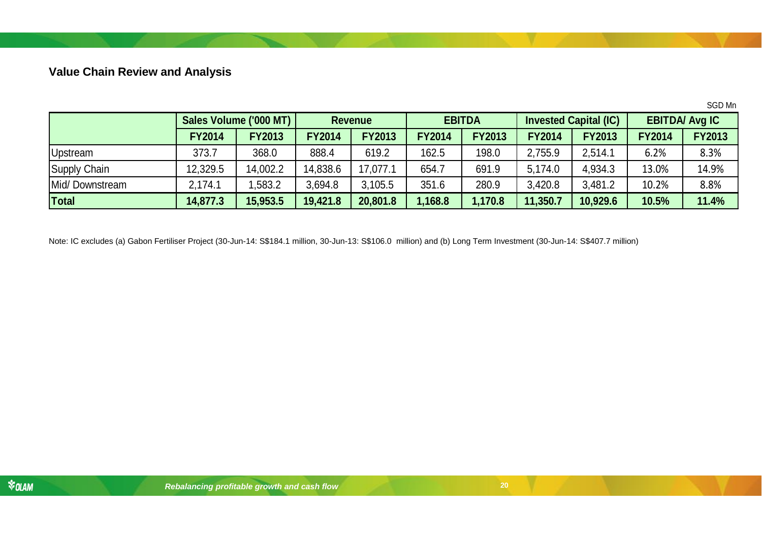## Value Chain Review and Analysis

SGD Mn

| | Sales Volume ('000 MT) | | Revenue | | EBITDA | | Invested Capital (IC) | | EBITDA/ Avg IC | |
|---|---|---|---|---|---|---|---|---|---|---|
| | FY2014 | FY2013 | FY2014 | FY2013 | FY2014 | FY2013 | FY2014 | FY2013 | FY2014 | FY2013 |
| Upstream | 373.7 | 368.0 | 888.4 | 619.2 | 162.5 | 198.0 | 2,755.9 | 2,514.1 | 6.2% | 8.3% |
| Supply Chain | 12,329.5 | 14,002.2 | 14,838.6 | 17,077.1 | 654.7 | 691.9 | 5,174.0 | 4,934.3 | 13.0% | 14.9% |
| Mid/ Downstream | 2,174.1 | 1,583.2 | 3,694.8 | 3,105.5 | 351.6 | 280.9 | 3,420.8 | 3,481.2 | 10.2% | 8.8% |
| **Total** | **14,877.3** | **15,953.5** | **19,421.8** | **20,801.8** | **1,168.8** | **1,170.8** | **11,350.7** | **10,929.6** | **10.5%** | **11.4%** |

Note: IC excludes (a) Gabon Fertiliser Project (30-Jun-14: S$184.1 million, 30-Jun-13: S$106.0 million) and (b) Long Term Investment (30-Jun-14: S$407.7 million)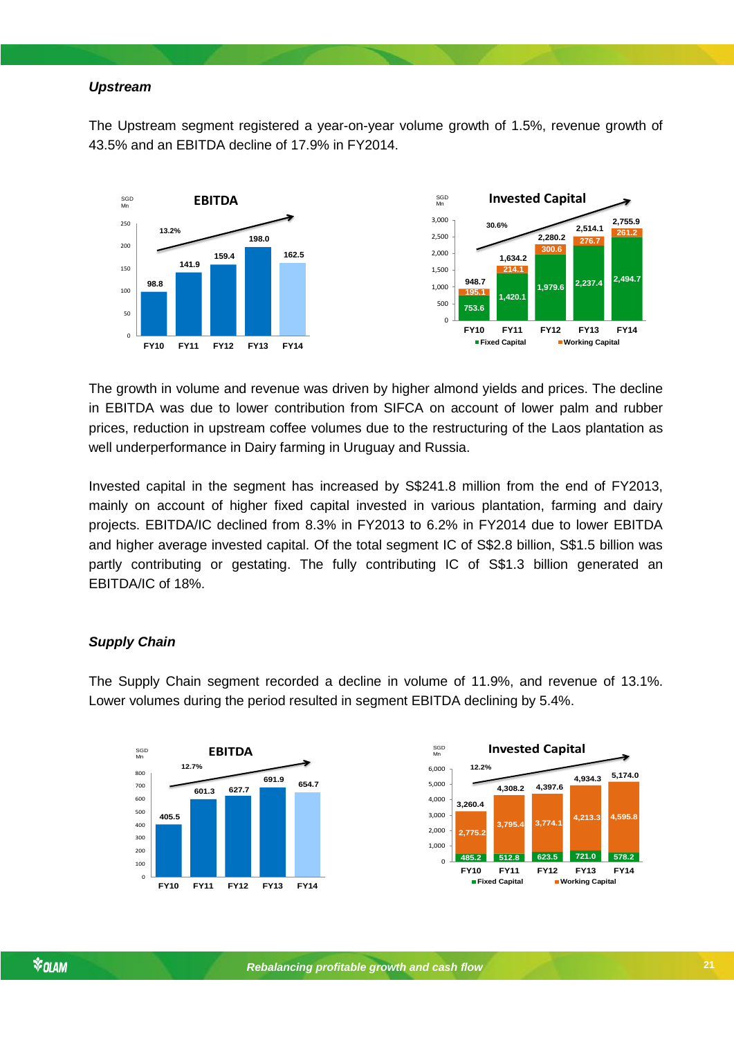*Upstream*

The Upstream segment registered a year-on-year volume growth of 1.5%, revenue growth of 43.5% and an EBITDA decline of 17.9% in FY2014.

**EBITDA** (SGD Mn)

| | FY10 | FY11 | FY12 | FY13 | FY14 |
|---|---|---|---|---|---|
| EBITDA | 98.8 | 141.9 | 159.4 | 198.0 | 162.5 |

CAGR: 13.2%

**Invested Capital** (SGD Mn)

| | FY10 | FY11 | FY12 | FY13 | FY14 |
|---|---|---|---|---|---|
| Fixed Capital | 753.6 | 1,420.1 | 1,979.6 | 2,237.4 | 2,494.7 |
| Working Capital | 195.1 | 214.1 | 300.6 | 276.7 | 261.2 |
| Total | 948.7 | 1,634.2 | 2,280.2 | 2,514.1 | 2,755.9 |

CAGR: 30.6%

The growth in volume and revenue was driven by higher almond yields and prices. The decline in EBITDA was due to lower contribution from SIFCA on account of lower palm and rubber prices, reduction in upstream coffee volumes due to the restructuring of the Laos plantation as well underperformance in Dairy farming in Uruguay and Russia.

Invested capital in the segment has increased by S$241.8 million from the end of FY2013, mainly on account of higher fixed capital invested in various plantation, farming and dairy projects. EBITDA/IC declined from 8.3% in FY2013 to 6.2% in FY2014 due to lower EBITDA and higher average invested capital. Of the total segment IC of S$2.8 billion, S$1.5 billion was partly contributing or gestating. The fully contributing IC of S$1.3 billion generated an EBITDA/IC of 18%.

*Supply Chain*

The Supply Chain segment recorded a decline in volume of 11.9%, and revenue of 13.1%. Lower volumes during the period resulted in segment EBITDA declining by 5.4%.

**EBITDA** (SGD Mn)

| | FY10 | FY11 | FY12 | FY13 | FY14 |
|---|---|---|---|---|---|
| EBITDA | 405.5 | 601.3 | 627.7 | 691.9 | 654.7 |

CAGR: 12.7%

**Invested Capital** (SGD Mn)

| | FY10 | FY11 | FY12 | FY13 | FY14 |
|---|---|---|---|---|---|
| Fixed Capital | 485.2 | 512.8 | 623.5 | 721.0 | 578.2 |
| Working Capital | 2,775.2 | 3,795.4 | 3,774.1 | 4,213.3 | 4,595.8 |
| Total | 3,260.4 | 4,308.2 | 4,397.6 | 4,934.3 | 5,174.0 |

CAGR: 12.2%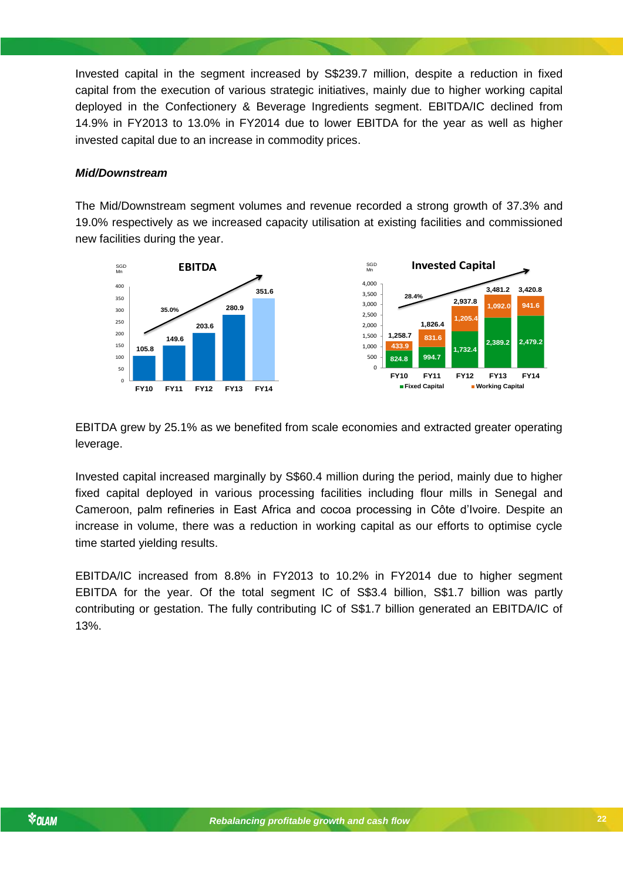Invested capital in the segment increased by S$239.7 million, despite a reduction in fixed capital from the execution of various strategic initiatives, mainly due to higher working capital deployed in the Confectionery & Beverage Ingredients segment. EBITDA/IC declined from 14.9% in FY2013 to 13.0% in FY2014 due to lower EBITDA for the year as well as higher invested capital due to an increase in commodity prices.

***Mid/Downstream***

The Mid/Downstream segment volumes and revenue recorded a strong growth of 37.3% and 19.0% respectively as we increased capacity utilisation at existing facilities and commissioned new facilities during the year.

**EBITDA** (SGD Mn)

| | FY10 | FY11 | FY12 | FY13 | FY14 |
|---|---|---|---|---|---|
| EBITDA | 105.8 | 149.6 | 203.6 | 280.9 | 351.6 |

CAGR: 35.0%

**Invested Capital** (SGD Mn)

| | FY10 | FY11 | FY12 | FY13 | FY14 |
|---|---|---|---|---|---|
| Fixed Capital | 824.8 | 994.7 | 1,732.4 | 2,389.2 | 2,479.2 |
| Working Capital | 433.9 | 831.6 | 1,205.4 | 1,092.0 | 941.6 |
| Total | 1,258.7 | 1,826.4 | 2,937.8 | 3,481.2 | 3,420.8 |

CAGR: 28.4%

EBITDA grew by 25.1% as we benefited from scale economies and extracted greater operating leverage.

Invested capital increased marginally by S$60.4 million during the period, mainly due to higher fixed capital deployed in various processing facilities including flour mills in Senegal and Cameroon, palm refineries in East Africa and cocoa processing in Côte d'Ivoire. Despite an increase in volume, there was a reduction in working capital as our efforts to optimise cycle time started yielding results.

EBITDA/IC increased from 8.8% in FY2013 to 10.2% in FY2014 due to higher segment EBITDA for the year. Of the total segment IC of S$3.4 billion, S$1.7 billion was partly contributing or gestation. The fully contributing IC of S$1.7 billion generated an EBITDA/IC of 13%.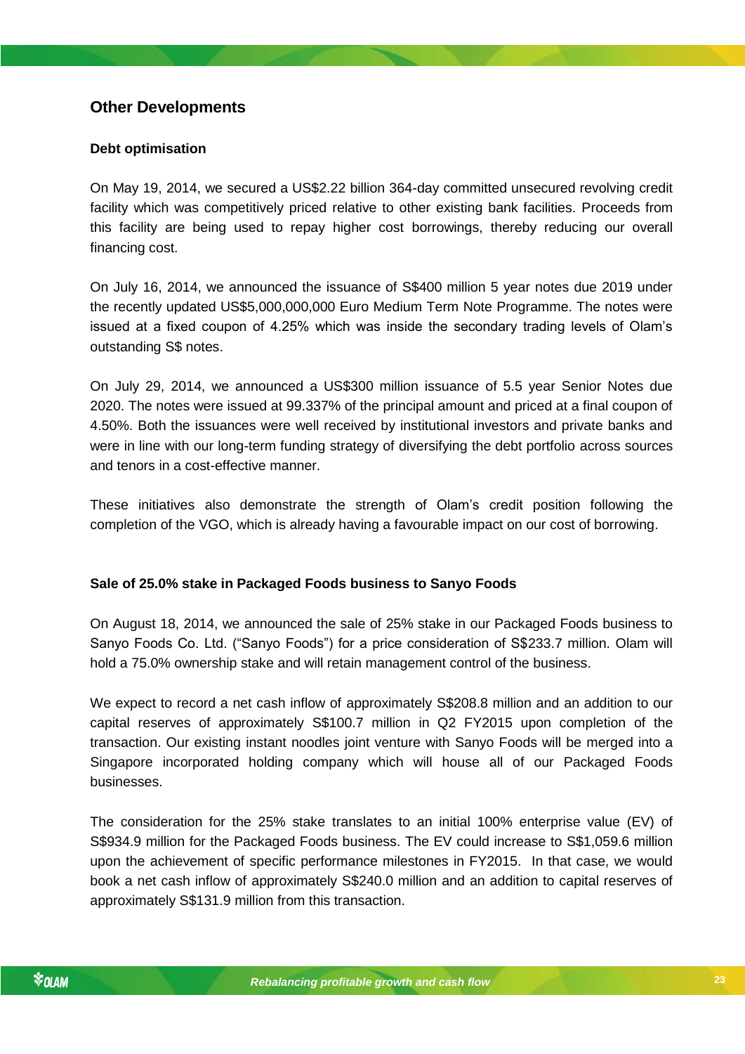## Other Developments

### Debt optimisation

On May 19, 2014, we secured a US$2.22 billion 364-day committed unsecured revolving credit facility which was competitively priced relative to other existing bank facilities. Proceeds from this facility are being used to repay higher cost borrowings, thereby reducing our overall financing cost.

On July 16, 2014, we announced the issuance of S$400 million 5 year notes due 2019 under the recently updated US$5,000,000,000 Euro Medium Term Note Programme. The notes were issued at a fixed coupon of 4.25% which was inside the secondary trading levels of Olam's outstanding S$ notes.

On July 29, 2014, we announced a US$300 million issuance of 5.5 year Senior Notes due 2020. The notes were issued at 99.337% of the principal amount and priced at a final coupon of 4.50%. Both the issuances were well received by institutional investors and private banks and were in line with our long-term funding strategy of diversifying the debt portfolio across sources and tenors in a cost-effective manner.

These initiatives also demonstrate the strength of Olam's credit position following the completion of the VGO, which is already having a favourable impact on our cost of borrowing.

### Sale of 25.0% stake in Packaged Foods business to Sanyo Foods

On August 18, 2014, we announced the sale of 25% stake in our Packaged Foods business to Sanyo Foods Co. Ltd. ("Sanyo Foods") for a price consideration of S$233.7 million. Olam will hold a 75.0% ownership stake and will retain management control of the business.

We expect to record a net cash inflow of approximately S$208.8 million and an addition to our capital reserves of approximately S$100.7 million in Q2 FY2015 upon completion of the transaction. Our existing instant noodles joint venture with Sanyo Foods will be merged into a Singapore incorporated holding company which will house all of our Packaged Foods businesses.

The consideration for the 25% stake translates to an initial 100% enterprise value (EV) of S$934.9 million for the Packaged Foods business. The EV could increase to S$1,059.6 million upon the achievement of specific performance milestones in FY2015. In that case, we would book a net cash inflow of approximately S$240.0 million and an addition to capital reserves of approximately S$131.9 million from this transaction.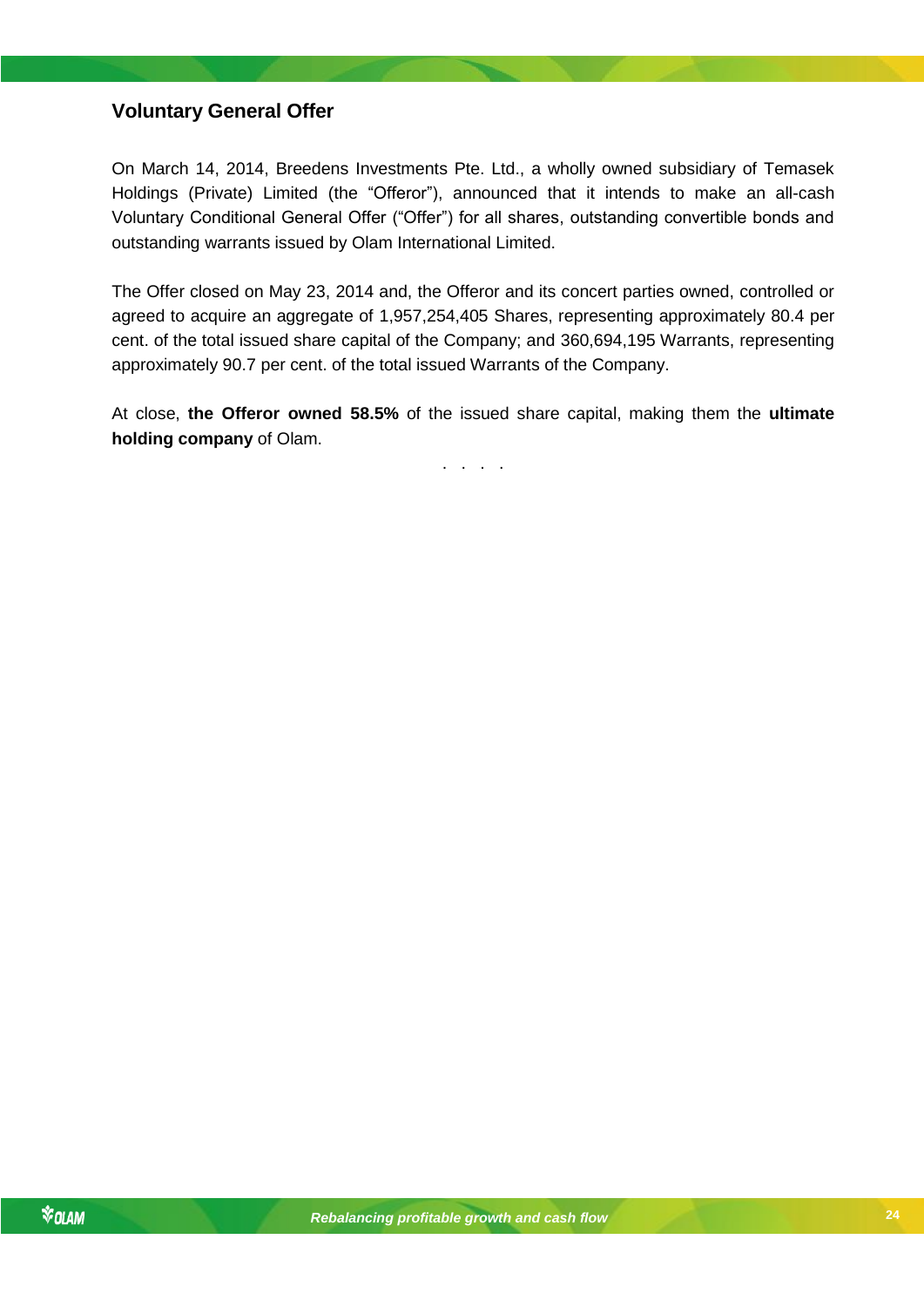## Voluntary General Offer

On March 14, 2014, Breedens Investments Pte. Ltd., a wholly owned subsidiary of Temasek Holdings (Private) Limited (the "Offeror"), announced that it intends to make an all-cash Voluntary Conditional General Offer ("Offer") for all shares, outstanding convertible bonds and outstanding warrants issued by Olam International Limited.

The Offer closed on May 23, 2014 and, the Offeror and its concert parties owned, controlled or agreed to acquire an aggregate of 1,957,254,405 Shares, representing approximately 80.4 per cent. of the total issued share capital of the Company; and 360,694,195 Warrants, representing approximately 90.7 per cent. of the total issued Warrants of the Company.

At close, **the Offeror owned 58.5%** of the issued share capital, making them the **ultimate holding company** of Olam.

. . . .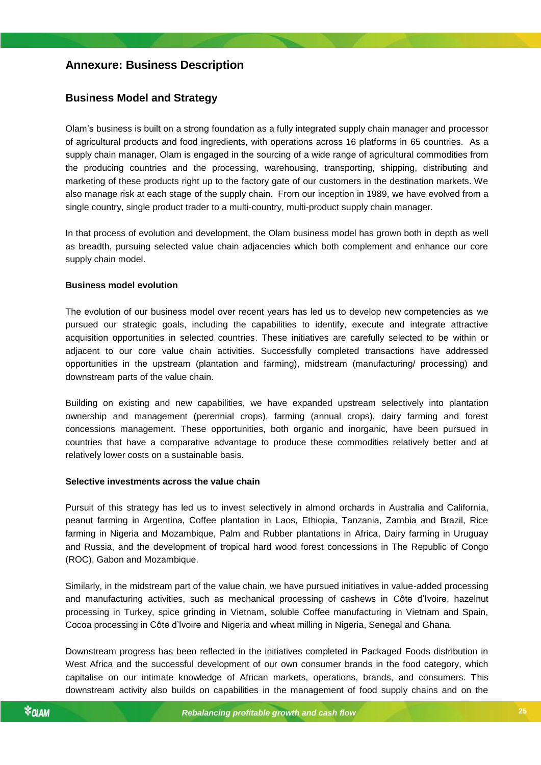## Annexure: Business Description

### Business Model and Strategy

Olam's business is built on a strong foundation as a fully integrated supply chain manager and processor of agricultural products and food ingredients, with operations across 16 platforms in 65 countries. As a supply chain manager, Olam is engaged in the sourcing of a wide range of agricultural commodities from the producing countries and the processing, warehousing, transporting, shipping, distributing and marketing of these products right up to the factory gate of our customers in the destination markets. We also manage risk at each stage of the supply chain. From our inception in 1989, we have evolved from a single country, single product trader to a multi-country, multi-product supply chain manager.

In that process of evolution and development, the Olam business model has grown both in depth as well as breadth, pursuing selected value chain adjacencies which both complement and enhance our core supply chain model.

**Business model evolution**

The evolution of our business model over recent years has led us to develop new competencies as we pursued our strategic goals, including the capabilities to identify, execute and integrate attractive acquisition opportunities in selected countries. These initiatives are carefully selected to be within or adjacent to our core value chain activities. Successfully completed transactions have addressed opportunities in the upstream (plantation and farming), midstream (manufacturing/ processing) and downstream parts of the value chain.

Building on existing and new capabilities, we have expanded upstream selectively into plantation ownership and management (perennial crops), farming (annual crops), dairy farming and forest concessions management. These opportunities, both organic and inorganic, have been pursued in countries that have a comparative advantage to produce these commodities relatively better and at relatively lower costs on a sustainable basis.

**Selective investments across the value chain**

Pursuit of this strategy has led us to invest selectively in almond orchards in Australia and California, peanut farming in Argentina, Coffee plantation in Laos, Ethiopia, Tanzania, Zambia and Brazil, Rice farming in Nigeria and Mozambique, Palm and Rubber plantations in Africa, Dairy farming in Uruguay and Russia, and the development of tropical hard wood forest concessions in The Republic of Congo (ROC), Gabon and Mozambique.

Similarly, in the midstream part of the value chain, we have pursued initiatives in value-added processing and manufacturing activities, such as mechanical processing of cashews in Côte d'Ivoire, hazelnut processing in Turkey, spice grinding in Vietnam, soluble Coffee manufacturing in Vietnam and Spain, Cocoa processing in Côte d'Ivoire and Nigeria and wheat milling in Nigeria, Senegal and Ghana.

Downstream progress has been reflected in the initiatives completed in Packaged Foods distribution in West Africa and the successful development of our own consumer brands in the food category, which capitalise on our intimate knowledge of African markets, operations, brands, and consumers. This downstream activity also builds on capabilities in the management of food supply chains and on the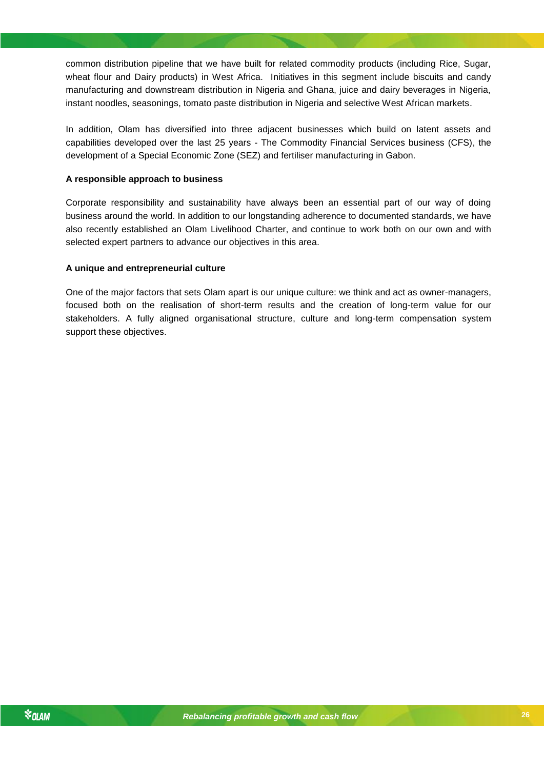common distribution pipeline that we have built for related commodity products (including Rice, Sugar, wheat flour and Dairy products) in West Africa. Initiatives in this segment include biscuits and candy manufacturing and downstream distribution in Nigeria and Ghana, juice and dairy beverages in Nigeria, instant noodles, seasonings, tomato paste distribution in Nigeria and selective West African markets.

In addition, Olam has diversified into three adjacent businesses which build on latent assets and capabilities developed over the last 25 years - The Commodity Financial Services business (CFS), the development of a Special Economic Zone (SEZ) and fertiliser manufacturing in Gabon.

**A responsible approach to business**

Corporate responsibility and sustainability have always been an essential part of our way of doing business around the world. In addition to our longstanding adherence to documented standards, we have also recently established an Olam Livelihood Charter, and continue to work both on our own and with selected expert partners to advance our objectives in this area.

**A unique and entrepreneurial culture**

One of the major factors that sets Olam apart is our unique culture: we think and act as owner-managers, focused both on the realisation of short-term results and the creation of long-term value for our stakeholders. A fully aligned organisational structure, culture and long-term compensation system support these objectives.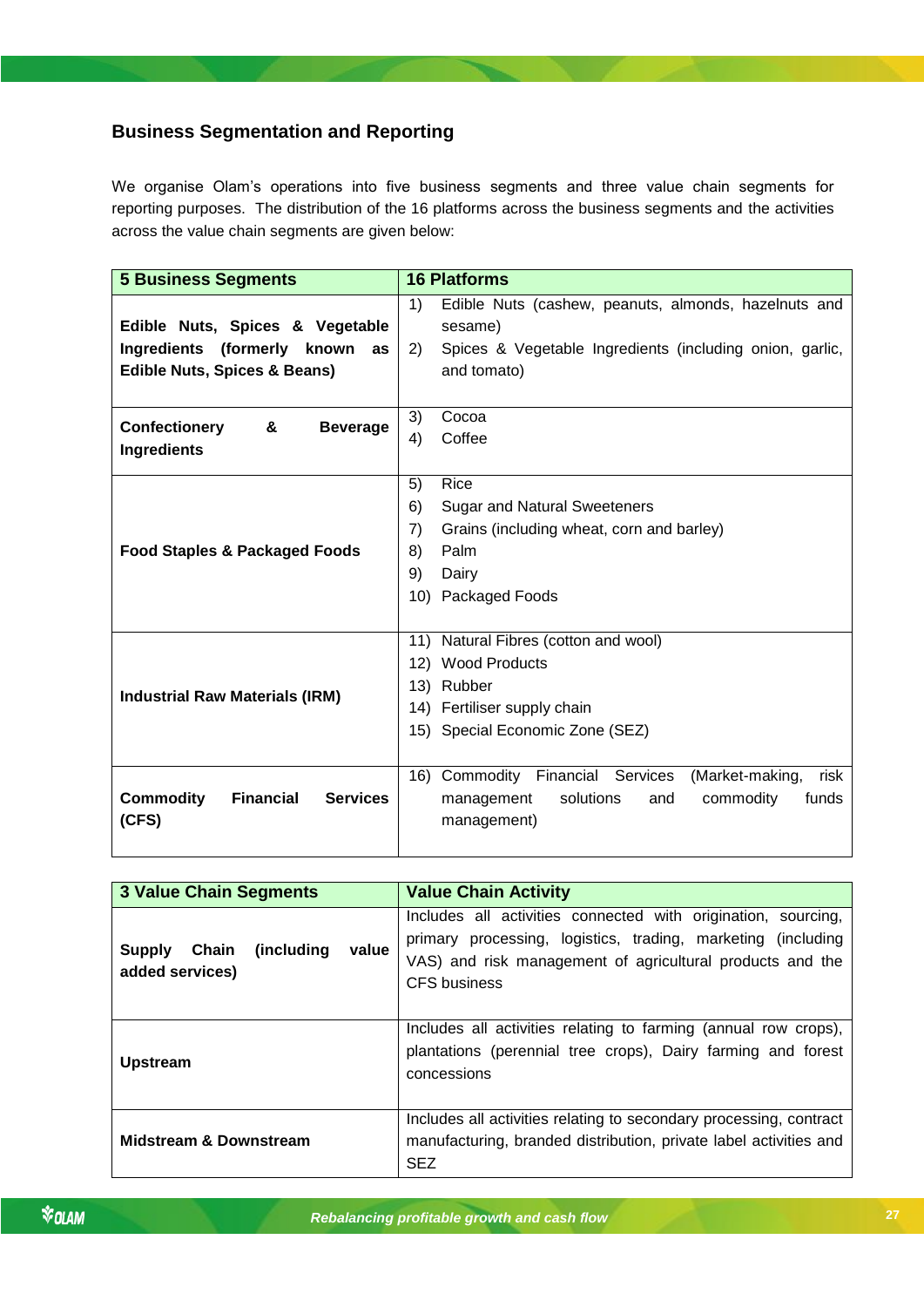## Business Segmentation and Reporting

We organise Olam's operations into five business segments and three value chain segments for reporting purposes. The distribution of the 16 platforms across the business segments and the activities across the value chain segments are given below:

| 5 Business Segments | 16 Platforms |
| --- | --- |
| **Edible Nuts, Spices & Vegetable Ingredients (formerly known as Edible Nuts, Spices & Beans)** | 1) Edible Nuts (cashew, peanuts, almonds, hazelnuts and sesame)<br>2) Spices & Vegetable Ingredients (including onion, garlic, and tomato) |
| **Confectionery & Beverage Ingredients** | 3) Cocoa<br>4) Coffee |
| **Food Staples & Packaged Foods** | 5) Rice<br>6) Sugar and Natural Sweeteners<br>7) Grains (including wheat, corn and barley)<br>8) Palm<br>9) Dairy<br>10) Packaged Foods |
| **Industrial Raw Materials (IRM)** | 11) Natural Fibres (cotton and wool)<br>12) Wood Products<br>13) Rubber<br>14) Fertiliser supply chain<br>15) Special Economic Zone (SEZ) |
| **Commodity Financial Services (CFS)** | 16) Commodity Financial Services (Market-making, risk management solutions and commodity funds management) |

| 3 Value Chain Segments | Value Chain Activity |
| --- | --- |
| **Supply Chain (including value added services)** | Includes all activities connected with origination, sourcing, primary processing, logistics, trading, marketing (including VAS) and risk management of agricultural products and the CFS business |
| **Upstream** | Includes all activities relating to farming (annual row crops), plantations (perennial tree crops), Dairy farming and forest concessions |
| **Midstream & Downstream** | Includes all activities relating to secondary processing, contract manufacturing, branded distribution, private label activities and SEZ |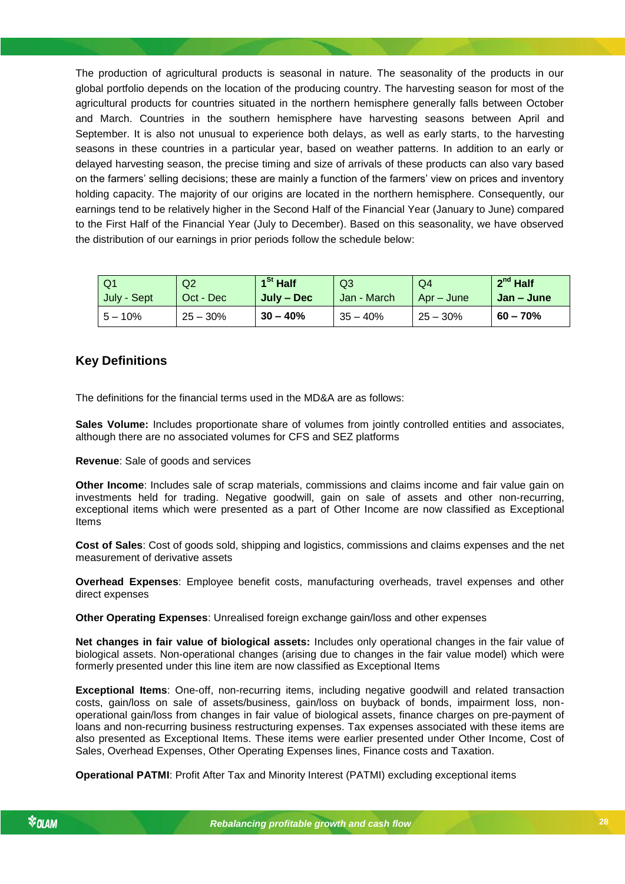The production of agricultural products is seasonal in nature. The seasonality of the products in our global portfolio depends on the location of the producing country. The harvesting season for most of the agricultural products for countries situated in the northern hemisphere generally falls between October and March. Countries in the southern hemisphere have harvesting seasons between April and September. It is also not unusual to experience both delays, as well as early starts, to the harvesting seasons in these countries in a particular year, based on weather patterns. In addition to an early or delayed harvesting season, the precise timing and size of arrivals of these products can also vary based on the farmers' selling decisions; these are mainly a function of the farmers' view on prices and inventory holding capacity. The majority of our origins are located in the northern hemisphere. Consequently, our earnings tend to be relatively higher in the Second Half of the Financial Year (January to June) compared to the First Half of the Financial Year (July to December). Based on this seasonality, we have observed the distribution of our earnings in prior periods follow the schedule below:

| Q1 July - Sept | Q2 Oct - Dec | **1st Half July – Dec** | Q3 Jan - March | Q4 Apr – June | **2nd Half Jan – June** |
|---|---|---|---|---|---|
| 5 – 10% | 25 – 30% | **30 – 40%** | 35 – 40% | 25 – 30% | **60 – 70%** |

## Key Definitions

The definitions for the financial terms used in the MD&A are as follows:

**Sales Volume:** Includes proportionate share of volumes from jointly controlled entities and associates, although there are no associated volumes for CFS and SEZ platforms

**Revenue**: Sale of goods and services

**Other Income**: Includes sale of scrap materials, commissions and claims income and fair value gain on investments held for trading. Negative goodwill, gain on sale of assets and other non-recurring, exceptional items which were presented as a part of Other Income are now classified as Exceptional Items

**Cost of Sales**: Cost of goods sold, shipping and logistics, commissions and claims expenses and the net measurement of derivative assets

**Overhead Expenses**: Employee benefit costs, manufacturing overheads, travel expenses and other direct expenses

**Other Operating Expenses**: Unrealised foreign exchange gain/loss and other expenses

**Net changes in fair value of biological assets:** Includes only operational changes in the fair value of biological assets. Non-operational changes (arising due to changes in the fair value model) which were formerly presented under this line item are now classified as Exceptional Items

**Exceptional Items**: One-off, non-recurring items, including negative goodwill and related transaction costs, gain/loss on sale of assets/business, gain/loss on buyback of bonds, impairment loss, non-operational gain/loss from changes in fair value of biological assets, finance charges on pre-payment of loans and non-recurring business restructuring expenses. Tax expenses associated with these items are also presented as Exceptional Items. These items were earlier presented under Other Income, Cost of Sales, Overhead Expenses, Other Operating Expenses lines, Finance costs and Taxation.

**Operational PATMI**: Profit After Tax and Minority Interest (PATMI) excluding exceptional items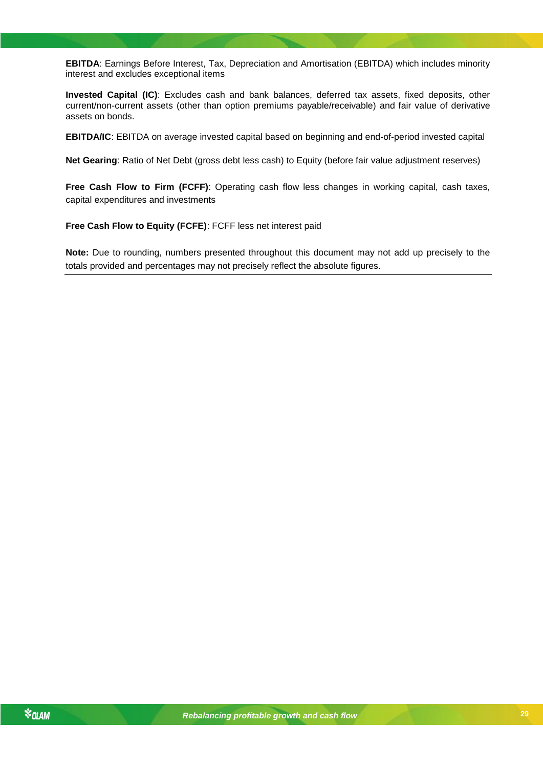**EBITDA**: Earnings Before Interest, Tax, Depreciation and Amortisation (EBITDA) which includes minority interest and excludes exceptional items

**Invested Capital (IC)**: Excludes cash and bank balances, deferred tax assets, fixed deposits, other current/non-current assets (other than option premiums payable/receivable) and fair value of derivative assets on bonds.

**EBITDA/IC**: EBITDA on average invested capital based on beginning and end-of-period invested capital

**Net Gearing**: Ratio of Net Debt (gross debt less cash) to Equity (before fair value adjustment reserves)

**Free Cash Flow to Firm (FCFF)**: Operating cash flow less changes in working capital, cash taxes, capital expenditures and investments

**Free Cash Flow to Equity (FCFE)**: FCFF less net interest paid

**Note:** Due to rounding, numbers presented throughout this document may not add up precisely to the totals provided and percentages may not precisely reflect the absolute figures.

---